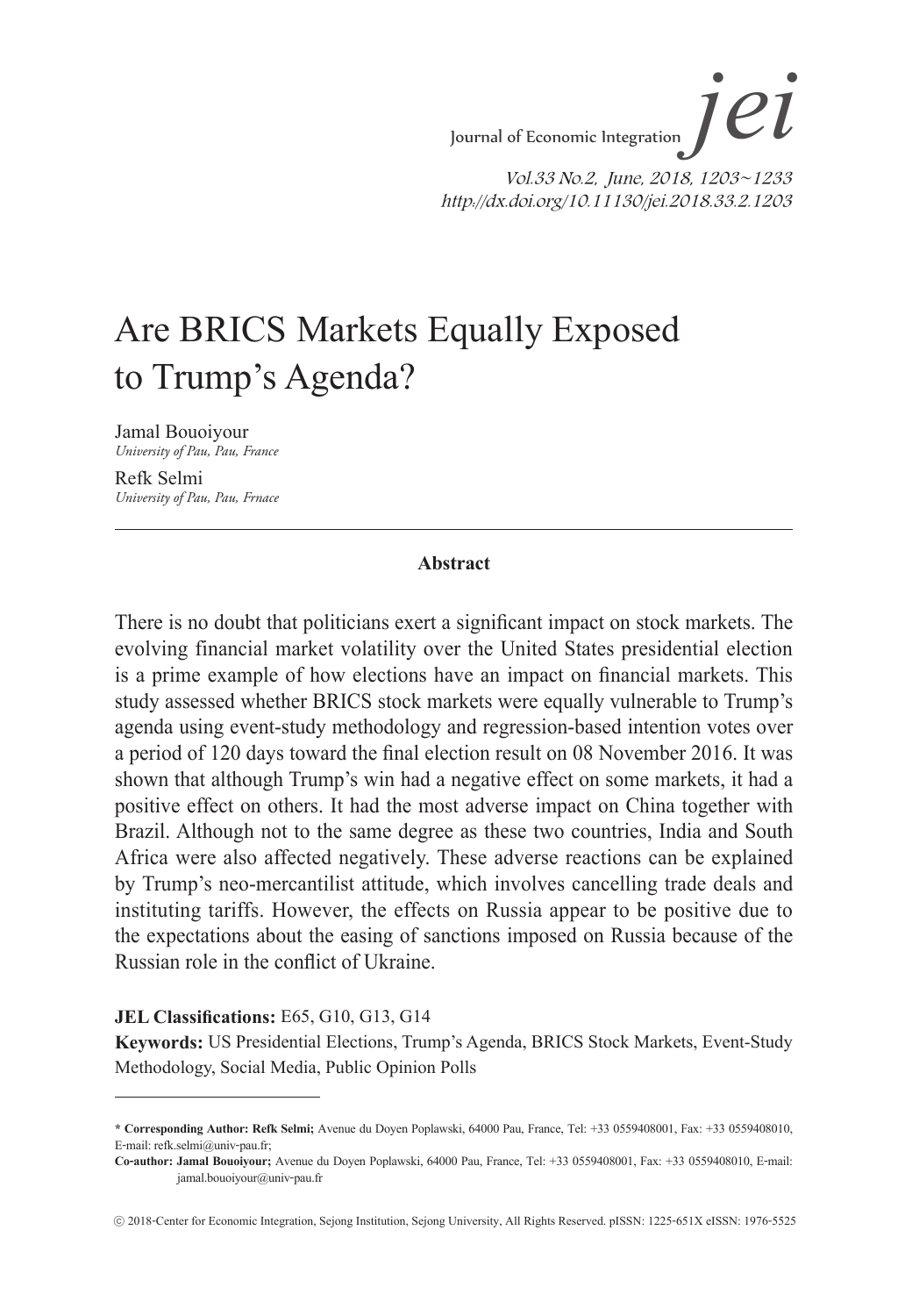# Are BRICS Markets Equally Exposed to Trump's Agenda?

Jamal Bouoiyour  
*University of Pau, Pau, France*

Refk Selmi  
*University of Pau, Pau, Frnace*

**Abstract**

There is no doubt that politicians exert a significant impact on stock markets. The evolving financial market volatility over the United States presidential election is a prime example of how elections have an impact on financial markets. This study assessed whether BRICS stock markets were equally vulnerable to Trump's agenda using event-study methodology and regression-based intention votes over a period of 120 days toward the final election result on 08 November 2016. It was shown that although Trump's win had a negative effect on some markets, it had a positive effect on others. It had the most adverse impact on China together with Brazil. Although not to the same degree as these two countries, India and South Africa were also affected negatively. These adverse reactions can be explained by Trump's neo-mercantilist attitude, which involves cancelling trade deals and instituting tariffs. However, the effects on Russia appear to be positive due to the expectations about the easing of sanctions imposed on Russia because of the Russian role in the conflict of Ukraine.

**JEL Classifications:** E65, G10, G13, G14

**Keywords:** US Presidential Elections, Trump's Agenda, BRICS Stock Markets, Event-Study Methodology, Social Media, Public Opinion Polls

---

**\* Corresponding Author: Refk Selmi;** Avenue du Doyen Poplawski, 64000 Pau, France, Tel: +33 0559408001, Fax: +33 0559408010, E-mail: refk.selmi@univ-pau.fr;

**Co-author: Jamal Bouoiyour;** Avenue du Doyen Poplawski, 64000 Pau, France, Tel: +33 0559408001, Fax: +33 0559408010, E-mail: jamal.bouoiyour@univ-pau.fr

ⓒ 2018-Center for Economic Integration, Sejong Institution, Sejong University, All Rights Reserved. pISSN: 1225-651X eISSN: 1976-5525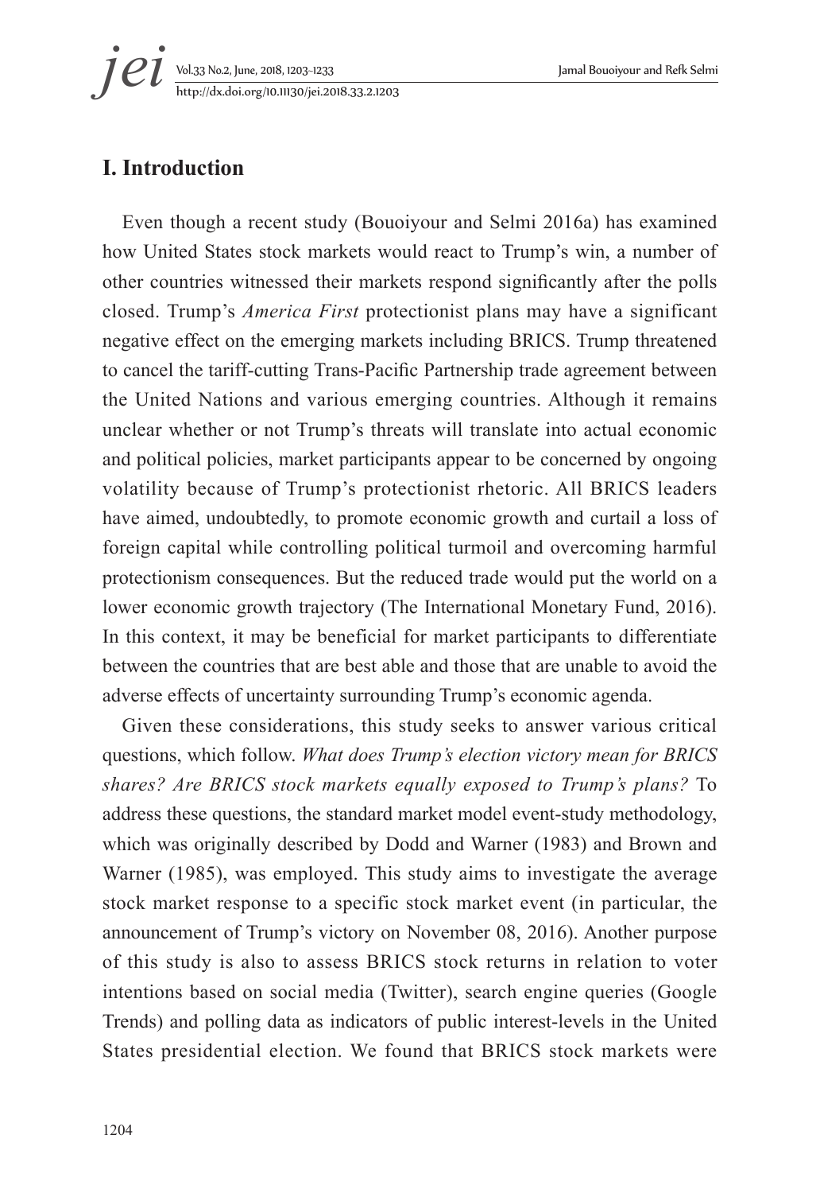# I. Introduction

Even though a recent study (Bouoiyour and Selmi 2016a) has examined how United States stock markets would react to Trump's win, a number of other countries witnessed their markets respond significantly after the polls closed. Trump's *America First* protectionist plans may have a significant negative effect on the emerging markets including BRICS. Trump threatened to cancel the tariff-cutting Trans-Pacific Partnership trade agreement between the United Nations and various emerging countries. Although it remains unclear whether or not Trump's threats will translate into actual economic and political policies, market participants appear to be concerned by ongoing volatility because of Trump's protectionist rhetoric. All BRICS leaders have aimed, undoubtedly, to promote economic growth and curtail a loss of foreign capital while controlling political turmoil and overcoming harmful protectionism consequences. But the reduced trade would put the world on a lower economic growth trajectory (The International Monetary Fund, 2016). In this context, it may be beneficial for market participants to differentiate between the countries that are best able and those that are unable to avoid the adverse effects of uncertainty surrounding Trump's economic agenda.

Given these considerations, this study seeks to answer various critical questions, which follow. *What does Trump's election victory mean for BRICS shares? Are BRICS stock markets equally exposed to Trump's plans?* To address these questions, the standard market model event-study methodology, which was originally described by Dodd and Warner (1983) and Brown and Warner (1985), was employed. This study aims to investigate the average stock market response to a specific stock market event (in particular, the announcement of Trump's victory on November 08, 2016). Another purpose of this study is also to assess BRICS stock returns in relation to voter intentions based on social media (Twitter), search engine queries (Google Trends) and polling data as indicators of public interest-levels in the United States presidential election. We found that BRICS stock markets were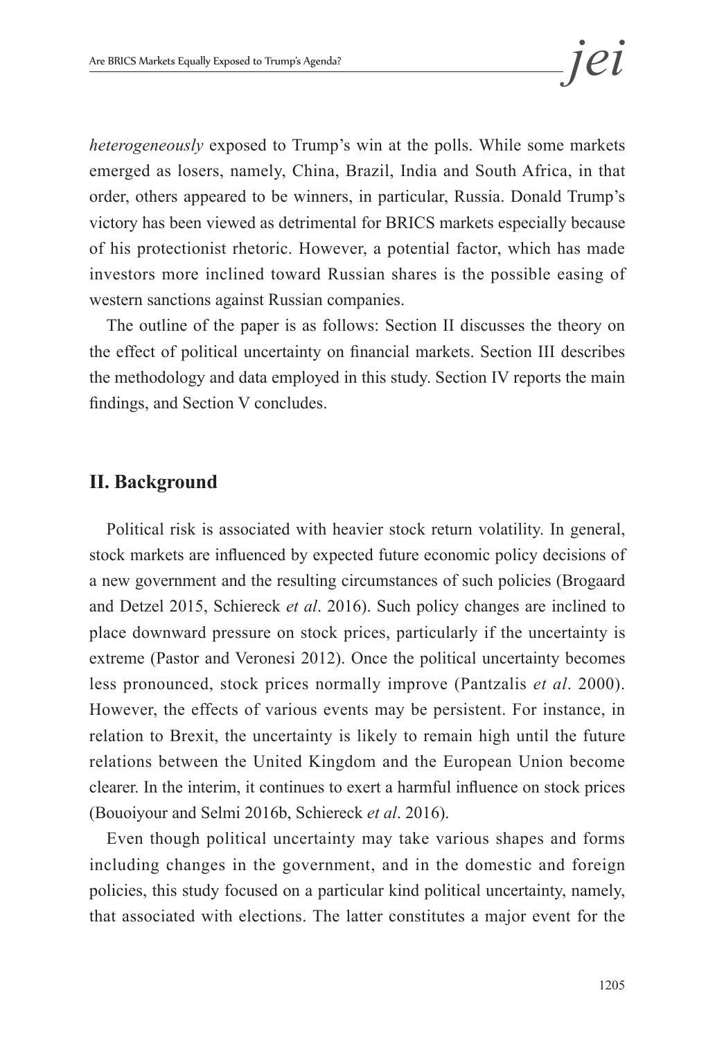*heterogeneously* exposed to Trump's win at the polls. While some markets emerged as losers, namely, China, Brazil, India and South Africa, in that order, others appeared to be winners, in particular, Russia. Donald Trump's victory has been viewed as detrimental for BRICS markets especially because of his protectionist rhetoric. However, a potential factor, which has made investors more inclined toward Russian shares is the possible easing of western sanctions against Russian companies.

The outline of the paper is as follows: Section II discusses the theory on the effect of political uncertainty on financial markets. Section III describes the methodology and data employed in this study. Section IV reports the main findings, and Section V concludes.

## II. Background

Political risk is associated with heavier stock return volatility. In general, stock markets are influenced by expected future economic policy decisions of a new government and the resulting circumstances of such policies (Brogaard and Detzel 2015, Schiereck *et al*. 2016). Such policy changes are inclined to place downward pressure on stock prices, particularly if the uncertainty is extreme (Pastor and Veronesi 2012). Once the political uncertainty becomes less pronounced, stock prices normally improve (Pantzalis *et al*. 2000). However, the effects of various events may be persistent. For instance, in relation to Brexit, the uncertainty is likely to remain high until the future relations between the United Kingdom and the European Union become clearer. In the interim, it continues to exert a harmful influence on stock prices (Bouoiyour and Selmi 2016b, Schiereck *et al*. 2016).

Even though political uncertainty may take various shapes and forms including changes in the government, and in the domestic and foreign policies, this study focused on a particular kind political uncertainty, namely, that associated with elections. The latter constitutes a major event for the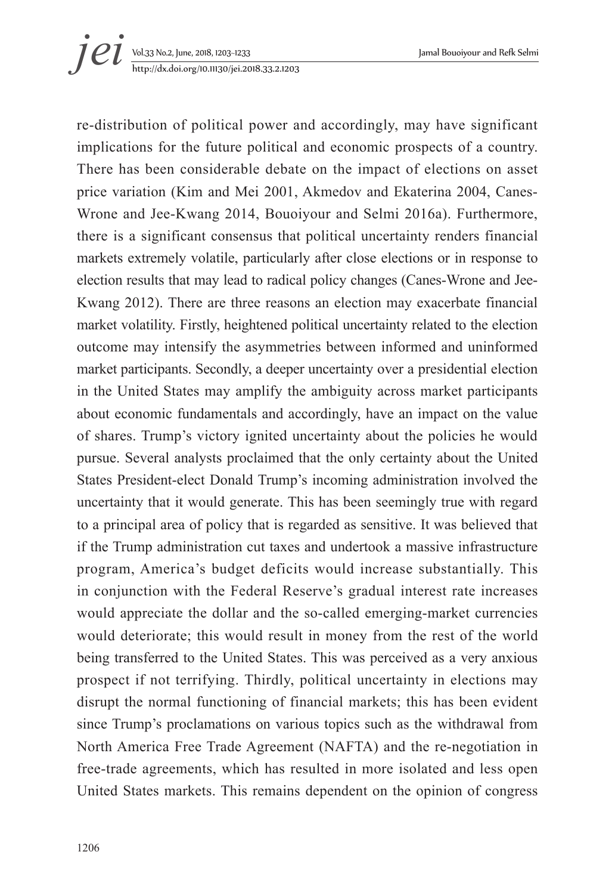re-distribution of political power and accordingly, may have significant implications for the future political and economic prospects of a country. There has been considerable debate on the impact of elections on asset price variation (Kim and Mei 2001, Akmedov and Ekaterina 2004, Canes-Wrone and Jee-Kwang 2014, Bouoiyour and Selmi 2016a). Furthermore, there is a significant consensus that political uncertainty renders financial markets extremely volatile, particularly after close elections or in response to election results that may lead to radical policy changes (Canes-Wrone and Jee-Kwang 2012). There are three reasons an election may exacerbate financial market volatility. Firstly, heightened political uncertainty related to the election outcome may intensify the asymmetries between informed and uninformed market participants. Secondly, a deeper uncertainty over a presidential election in the United States may amplify the ambiguity across market participants about economic fundamentals and accordingly, have an impact on the value of shares. Trump's victory ignited uncertainty about the policies he would pursue. Several analysts proclaimed that the only certainty about the United States President-elect Donald Trump's incoming administration involved the uncertainty that it would generate. This has been seemingly true with regard to a principal area of policy that is regarded as sensitive. It was believed that if the Trump administration cut taxes and undertook a massive infrastructure program, America's budget deficits would increase substantially. This in conjunction with the Federal Reserve's gradual interest rate increases would appreciate the dollar and the so-called emerging-market currencies would deteriorate; this would result in money from the rest of the world being transferred to the United States. This was perceived as a very anxious prospect if not terrifying. Thirdly, political uncertainty in elections may disrupt the normal functioning of financial markets; this has been evident since Trump's proclamations on various topics such as the withdrawal from North America Free Trade Agreement (NAFTA) and the re-negotiation in free-trade agreements, which has resulted in more isolated and less open United States markets. This remains dependent on the opinion of congress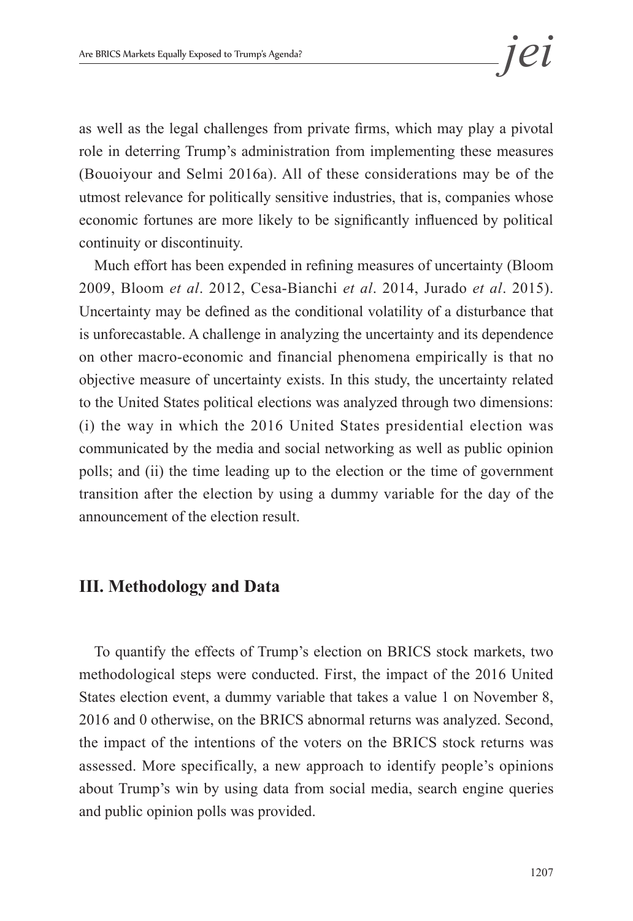as well as the legal challenges from private firms, which may play a pivotal role in deterring Trump's administration from implementing these measures (Bouoiyour and Selmi 2016a). All of these considerations may be of the utmost relevance for politically sensitive industries, that is, companies whose economic fortunes are more likely to be significantly influenced by political continuity or discontinuity.

Much effort has been expended in refining measures of uncertainty (Bloom 2009, Bloom *et al*. 2012, Cesa-Bianchi *et al*. 2014, Jurado *et al*. 2015). Uncertainty may be defined as the conditional volatility of a disturbance that is unforecastable. A challenge in analyzing the uncertainty and its dependence on other macro-economic and financial phenomena empirically is that no objective measure of uncertainty exists. In this study, the uncertainty related to the United States political elections was analyzed through two dimensions: (i) the way in which the 2016 United States presidential election was communicated by the media and social networking as well as public opinion polls; and (ii) the time leading up to the election or the time of government transition after the election by using a dummy variable for the day of the announcement of the election result.

## III. Methodology and Data

To quantify the effects of Trump's election on BRICS stock markets, two methodological steps were conducted. First, the impact of the 2016 United States election event, a dummy variable that takes a value 1 on November 8, 2016 and 0 otherwise, on the BRICS abnormal returns was analyzed. Second, the impact of the intentions of the voters on the BRICS stock returns was assessed. More specifically, a new approach to identify people's opinions about Trump's win by using data from social media, search engine queries and public opinion polls was provided.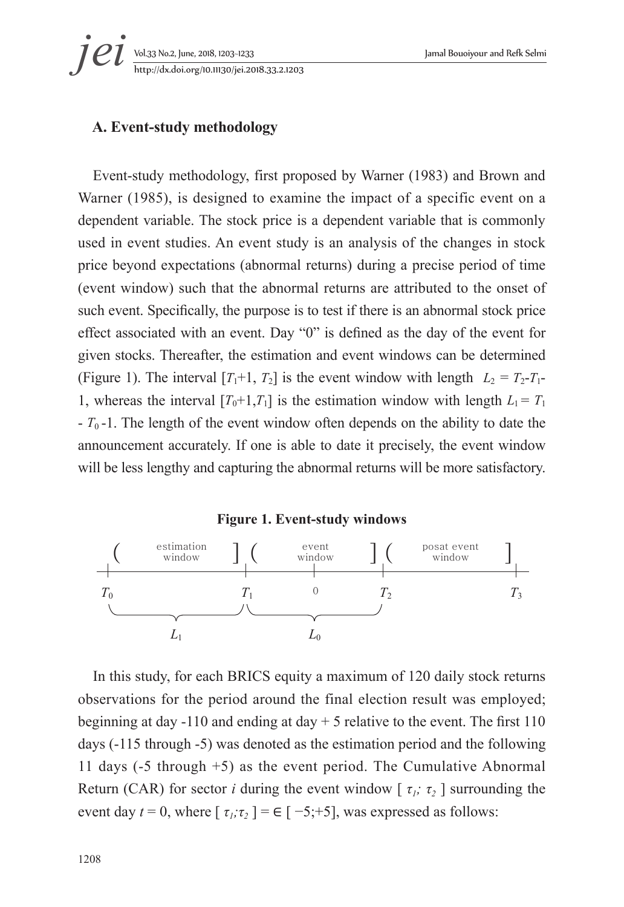### A. Event-study methodology

Event-study methodology, first proposed by Warner (1983) and Brown and Warner (1985), is designed to examine the impact of a specific event on a dependent variable. The stock price is a dependent variable that is commonly used in event studies. An event study is an analysis of the changes in stock price beyond expectations (abnormal returns) during a precise period of time (event window) such that the abnormal returns are attributed to the onset of such event. Specifically, the purpose is to test if there is an abnormal stock price effect associated with an event. Day "0" is defined as the day of the event for given stocks. Thereafter, the estimation and event windows can be determined (Figure 1). The interval $[T_1+1, T_2]$ is the event window with length $L_2 = T_2 - T_1 - 1$, whereas the interval $[T_0+1, T_1]$ is the estimation window with length $L_1 = T_1 - T_0 - 1$. The length of the event window often depends on the ability to date the announcement accurately. If one is able to date it precisely, the event window will be less lengthy and capturing the abnormal returns will be more satisfactory.

**Figure 1. Event-study windows**

```
(  estimation  ] (   event   ] (  posat event  ]
     window           window           window
|--------------|------|------|-----------------|
T0             T1     0      T2                T3
 \____________/ \___________/
      L1              L0
```

In this study, for each BRICS equity a maximum of 120 daily stock returns observations for the period around the final election result was employed; beginning at day -110 and ending at day + 5 relative to the event. The first 110 days (-115 through -5) was denoted as the estimation period and the following 11 days (-5 through +5) as the event period. The Cumulative Abnormal Return (CAR) for sector *i* during the event window $[\tau_1; \tau_2]$ surrounding the event day $t = 0$, where $[\tau_1;\tau_2] = \in [-5;+5]$, was expressed as follows: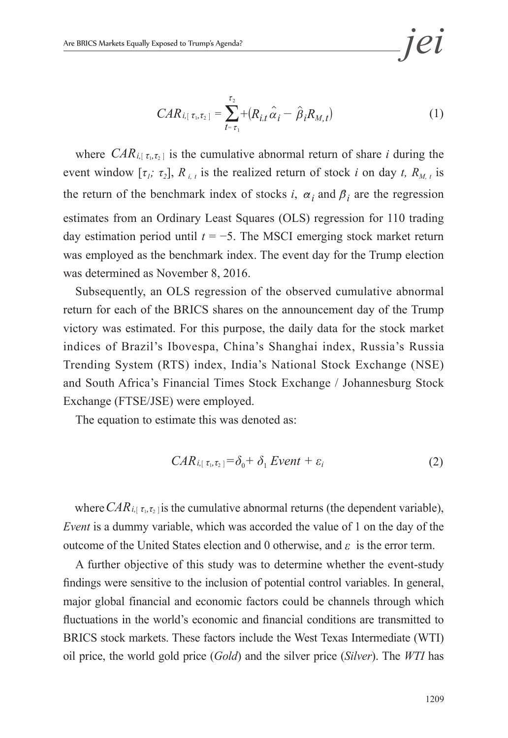$$CAR_{i,[\tau_1,\tau_2]} = \sum_{t=\tau_1}^{\tau_2} + (R_{i,t}\hat{\alpha}_i - \hat{\beta}_i R_{M,t}) \tag{1}$$

where $CAR_{i,[\tau_1,\tau_2]}$ is the cumulative abnormal return of share *i* during the event window [$\tau_1$; $\tau_2$], $R_{i,t}$ is the realized return of stock *i* on day *t,* $R_{M,t}$ is the return of the benchmark index of stocks *i*, $\alpha_i$ and $\beta_i$ are the regression estimates from an Ordinary Least Squares (OLS) regression for 110 trading day estimation period until $t = -5$. The MSCI emerging stock market return was employed as the benchmark index. The event day for the Trump election was determined as November 8, 2016.

Subsequently, an OLS regression of the observed cumulative abnormal return for each of the BRICS shares on the announcement day of the Trump victory was estimated. For this purpose, the daily data for the stock market indices of Brazil's Ibovespa, China's Shanghai index, Russia's Russia Trending System (RTS) index, India's National Stock Exchange (NSE) and South Africa's Financial Times Stock Exchange / Johannesburg Stock Exchange (FTSE/JSE) were employed.

The equation to estimate this was denoted as:

$$CAR_{i,[\tau_1,\tau_2]} = \delta_0 + \delta_1 \, Event + \varepsilon_i \tag{2}$$

where $CAR_{i,[\tau_1,\tau_2]}$ is the cumulative abnormal returns (the dependent variable), *Event* is a dummy variable, which was accorded the value of 1 on the day of the outcome of the United States election and 0 otherwise, and $\varepsilon$ is the error term.

A further objective of this study was to determine whether the event-study findings were sensitive to the inclusion of potential control variables. In general, major global financial and economic factors could be channels through which fluctuations in the world's economic and financial conditions are transmitted to BRICS stock markets. These factors include the West Texas Intermediate (WTI) oil price, the world gold price (*Gold*) and the silver price (*Silver*). The *WTI* has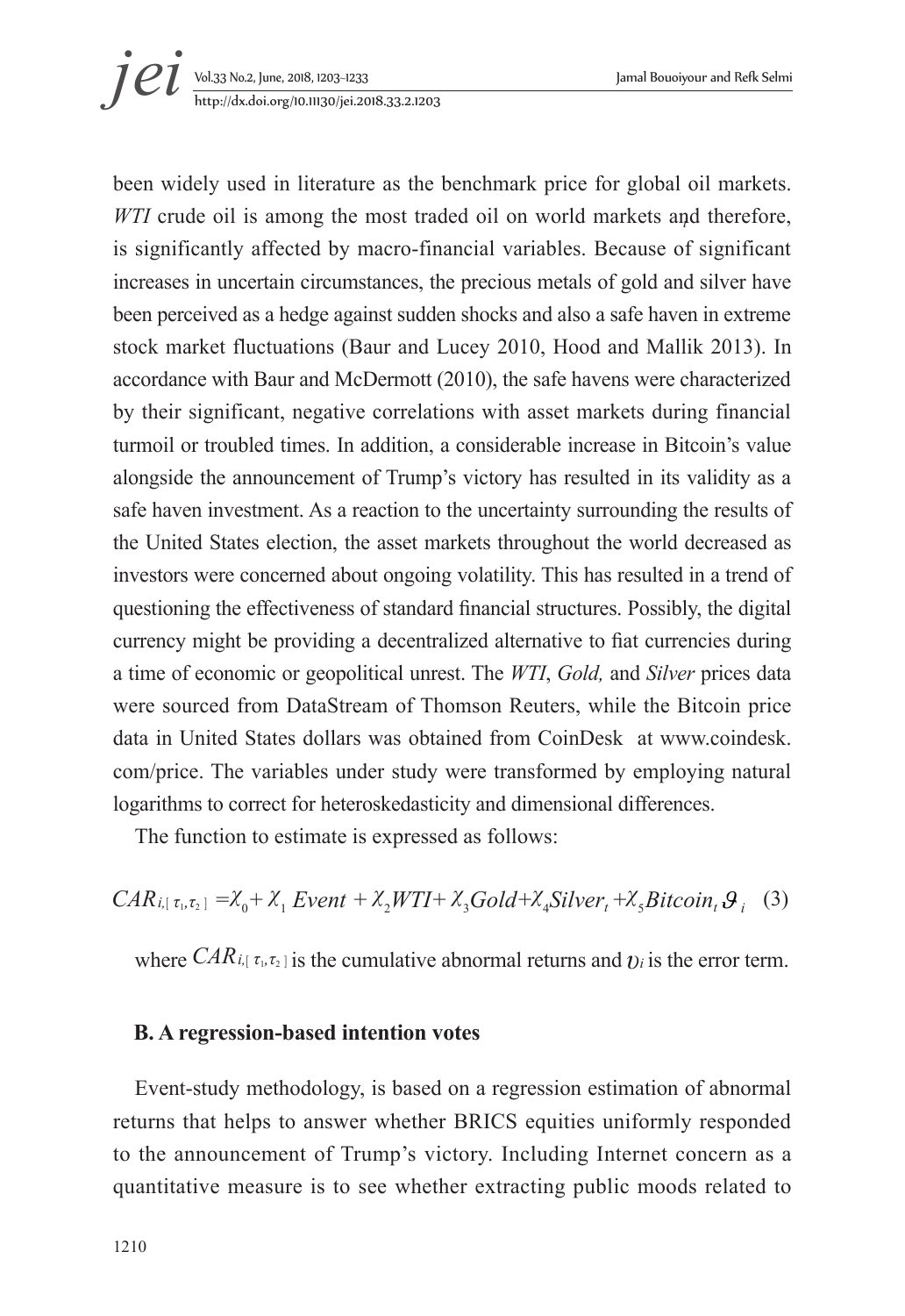been widely used in literature as the benchmark price for global oil markets. *WTI* crude oil is among the most traded oil on world markets and therefore, is significantly affected by macro-financial variables. Because of significant increases in uncertain circumstances, the precious metals of gold and silver have been perceived as a hedge against sudden shocks and also a safe haven in extreme stock market fluctuations (Baur and Lucey 2010, Hood and Mallik 2013). In accordance with Baur and McDermott (2010), the safe havens were characterized by their significant, negative correlations with asset markets during financial turmoil or troubled times. In addition, a considerable increase in Bitcoin's value alongside the announcement of Trump's victory has resulted in its validity as a safe haven investment. As a reaction to the uncertainty surrounding the results of the United States election, the asset markets throughout the world decreased as investors were concerned about ongoing volatility. This has resulted in a trend of questioning the effectiveness of standard financial structures. Possibly, the digital currency might be providing a decentralized alternative to fiat currencies during a time of economic or geopolitical unrest. The *WTI*, *Gold,* and *Silver* prices data were sourced from DataStream of Thomson Reuters, while the Bitcoin price data in United States dollars was obtained from CoinDesk at www.coindesk.com/price. The variables under study were transformed by employing natural logarithms to correct for heteroskedasticity and dimensional differences.

The function to estimate is expressed as follows:

$$CAR_{i,[\tau_1,\tau_2]} = \chi_0 + \chi_1\, Event + \chi_2 WTI + \chi_3 Gold + \chi_4 Silver_t + \chi_5 Bitcoin_t\, \vartheta_i \quad (3)$$

where $CAR_{i,[\tau_1,\tau_2]}$ is the cumulative abnormal returns and $\upsilon_i$ is the error term.

### B. A regression-based intention votes

Event-study methodology, is based on a regression estimation of abnormal returns that helps to answer whether BRICS equities uniformly responded to the announcement of Trump's victory. Including Internet concern as a quantitative measure is to see whether extracting public moods related to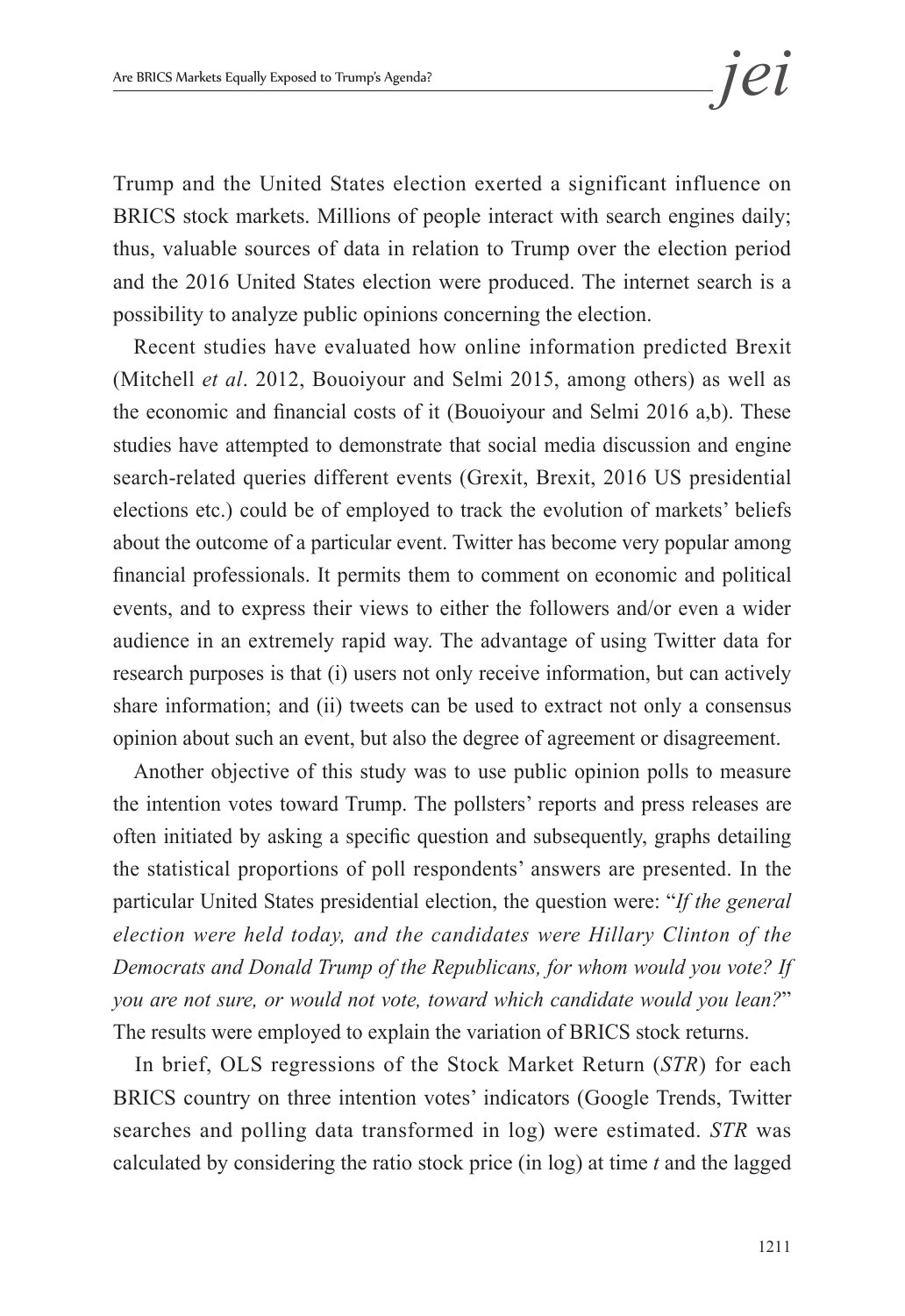Trump and the United States election exerted a significant influence on BRICS stock markets. Millions of people interact with search engines daily; thus, valuable sources of data in relation to Trump over the election period and the 2016 United States election were produced. The internet search is a possibility to analyze public opinions concerning the election.

Recent studies have evaluated how online information predicted Brexit (Mitchell *et al*. 2012, Bouoiyour and Selmi 2015, among others) as well as the economic and financial costs of it (Bouoiyour and Selmi 2016 a,b). These studies have attempted to demonstrate that social media discussion and engine search-related queries different events (Grexit, Brexit, 2016 US presidential elections etc.) could be of employed to track the evolution of markets' beliefs about the outcome of a particular event. Twitter has become very popular among financial professionals. It permits them to comment on economic and political events, and to express their views to either the followers and/or even a wider audience in an extremely rapid way. The advantage of using Twitter data for research purposes is that (i) users not only receive information, but can actively share information; and (ii) tweets can be used to extract not only a consensus opinion about such an event, but also the degree of agreement or disagreement.

Another objective of this study was to use public opinion polls to measure the intention votes toward Trump. The pollsters' reports and press releases are often initiated by asking a specific question and subsequently, graphs detailing the statistical proportions of poll respondents' answers are presented. In the particular United States presidential election, the question were: "*If the general election were held today, and the candidates were Hillary Clinton of the Democrats and Donald Trump of the Republicans, for whom would you vote? If you are not sure, or would not vote, toward which candidate would you lean?*" The results were employed to explain the variation of BRICS stock returns.

In brief, OLS regressions of the Stock Market Return (*STR*) for each BRICS country on three intention votes' indicators (Google Trends, Twitter searches and polling data transformed in log) were estimated. *STR* was calculated by considering the ratio stock price (in log) at time *t* and the lagged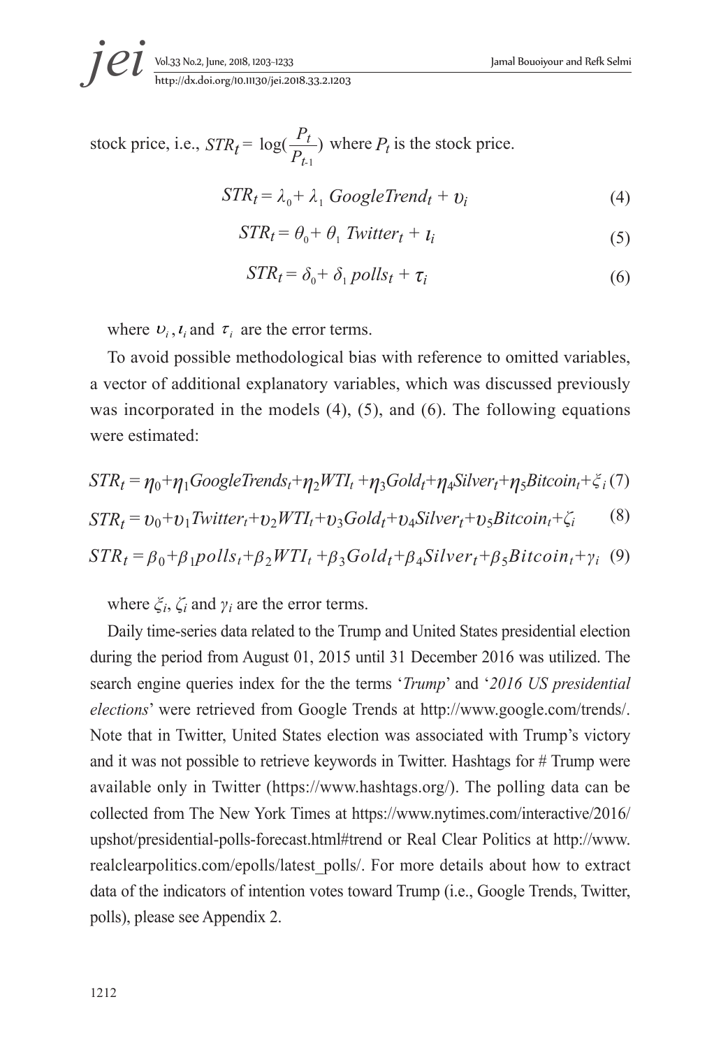stock price, i.e., $STR_t = \log(\frac{P_t}{P_{t-1}})$ where $P_t$ is the stock price.

$$STR_t = \lambda_0 + \lambda_1 \; GoogleTrend_t + \upsilon_i \tag{4}$$

$$STR_t = \theta_0 + \theta_1 \; Twitter_t + \iota_i \tag{5}$$

$$STR_t = \delta_0 + \delta_1 \; polls_t + \tau_i \tag{6}$$

where $\upsilon_i$, $\iota_i$ and $\tau_i$ are the error terms.

To avoid possible methodological bias with reference to omitted variables, a vector of additional explanatory variables, which was discussed previously was incorporated in the models (4), (5), and (6). The following equations were estimated:

$$STR_t = \eta_0 + \eta_1 GoogleTrends_t + \eta_2 WTI_t + \eta_3 Gold_t + \eta_4 Silver_t + \eta_5 Bitcoin_t + \xi_i \tag{7}$$

$$STR_t = \upsilon_0 + \upsilon_1 Twitter_t + \upsilon_2 WTI_t + \upsilon_3 Gold_t + \upsilon_4 Silver_t + \upsilon_5 Bitcoin_t + \zeta_i \tag{8}$$

$$STR_t = \beta_0 + \beta_1 polls_t + \beta_2 WTI_t + \beta_3 Gold_t + \beta_4 Silver_t + \beta_5 Bitcoin_t + \gamma_i \tag{9}$$

where $\xi_i$, $\zeta_i$ and $\gamma_i$ are the error terms.

Daily time-series data related to the Trump and United States presidential election during the period from August 01, 2015 until 31 December 2016 was utilized. The search engine queries index for the the terms '*Trump*' and '*2016 US presidential elections*' were retrieved from Google Trends at http://www.google.com/trends/. Note that in Twitter, United States election was associated with Trump's victory and it was not possible to retrieve keywords in Twitter. Hashtags for # Trump were available only in Twitter (https://www.hashtags.org/). The polling data can be collected from The New York Times at https://www.nytimes.com/interactive/2016/upshot/presidential-polls-forecast.html#trend or Real Clear Politics at http://www.realclearpolitics.com/epolls/latest_polls/. For more details about how to extract data of the indicators of intention votes toward Trump (i.e., Google Trends, Twitter, polls), please see Appendix 2.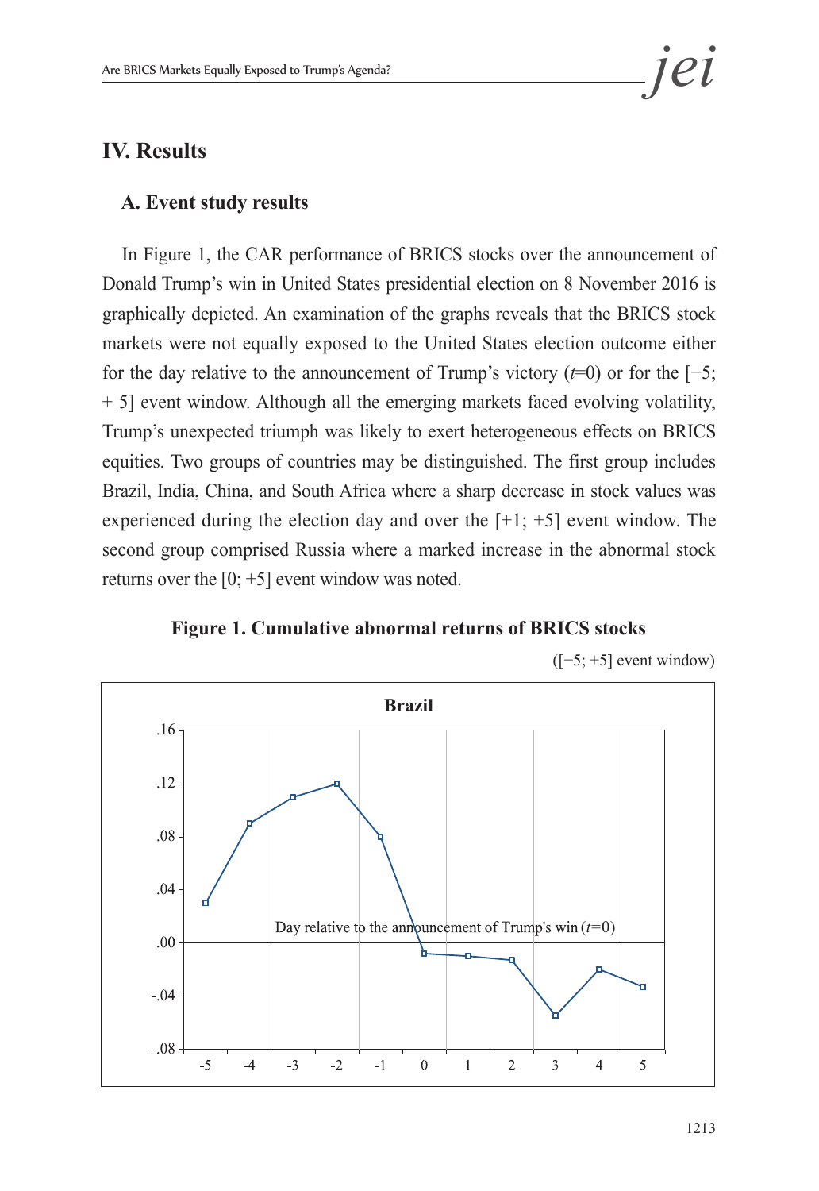# IV. Results

## A. Event study results

In Figure 1, the CAR performance of BRICS stocks over the announcement of Donald Trump's win in United States presidential election on 8 November 2016 is graphically depicted. An examination of the graphs reveals that the BRICS stock markets were not equally exposed to the United States election outcome either for the day relative to the announcement of Trump's victory ($t$=0) or for the [−5; + 5] event window. Although all the emerging markets faced evolving volatility, Trump's unexpected triumph was likely to exert heterogeneous effects on BRICS equities. Two groups of countries may be distinguished. The first group includes Brazil, India, China, and South Africa where a sharp decrease in stock values was experienced during the election day and over the [+1; +5] event window. The second group comprised Russia where a marked increase in the abnormal stock returns over the [0; +5] event window was noted.

**Figure 1. Cumulative abnormal returns of BRICS stocks**

([−5; +5] event window)

**Brazil**

Day relative to the announcement of Trump's win ($t$=0)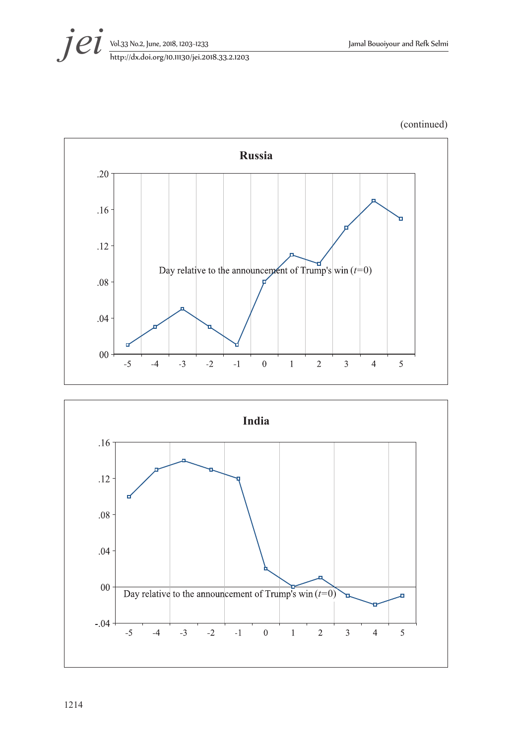(continued)

**Russia**

Day relative to the announcement of Trump's win ($t$=0)

**India**

Day relative to the announcement of Trump's win ($t$=0)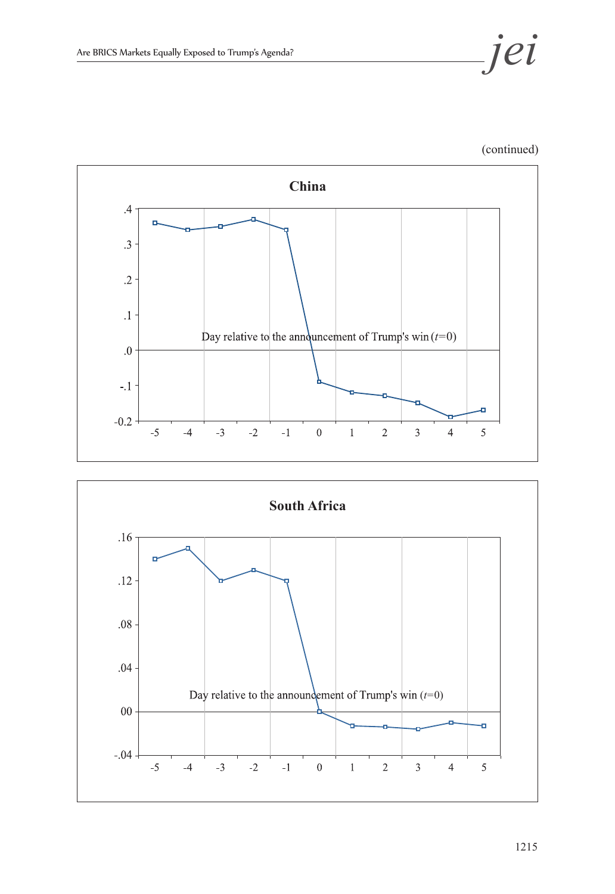(continued)

**China**

Day relative to the announcement of Trump's win ($t$=0)

**South Africa**

Day relative to the announcement of Trump's win ($t$=0)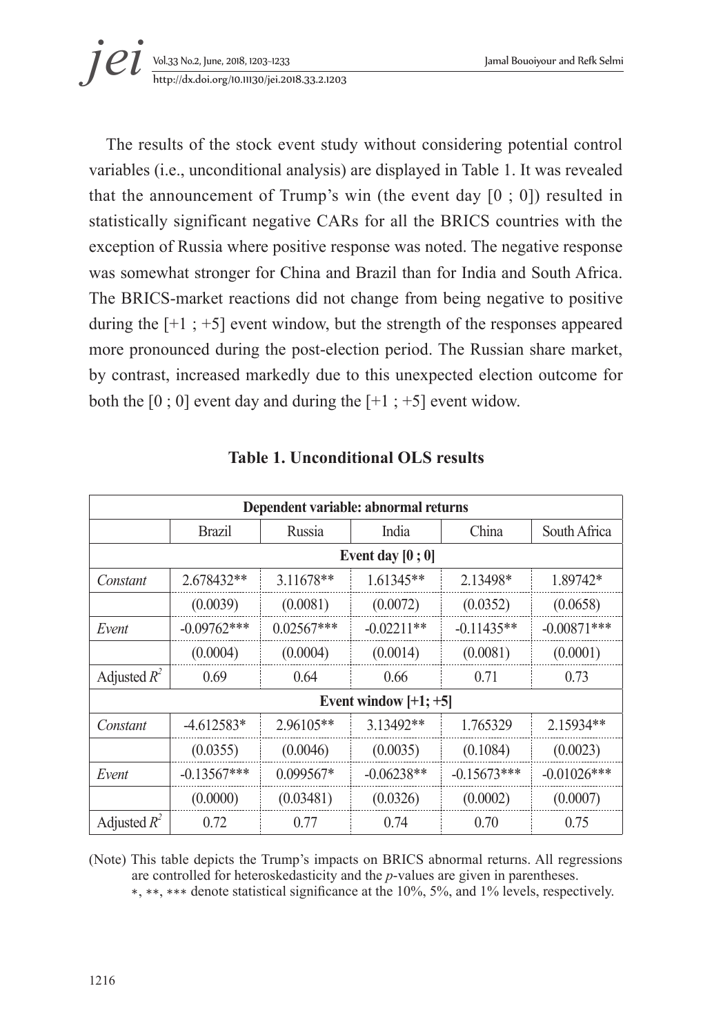The results of the stock event study without considering potential control variables (i.e., unconditional analysis) are displayed in Table 1. It was revealed that the announcement of Trump's win (the event day [0 ; 0]) resulted in statistically significant negative CARs for all the BRICS countries with the exception of Russia where positive response was noted. The negative response was somewhat stronger for China and Brazil than for India and South Africa. The BRICS-market reactions did not change from being negative to positive during the [+1 ; +5] event window, but the strength of the responses appeared more pronounced during the post-election period. The Russian share market, by contrast, increased markedly due to this unexpected election outcome for both the [0 ; 0] event day and during the [+1 ; +5] event widow.

**Table 1. Unconditional OLS results**

| Dependent variable: abnormal returns | | | | | |
|---|---|---|---|---|---|
| | Brazil | Russia | India | China | South Africa |
| **Event day [0 ; 0]** | | | | | |
| *Constant* | 2.678432** | 3.11678** | 1.61345** | 2.13498* | 1.89742* |
| | (0.0039) | (0.0081) | (0.0072) | (0.0352) | (0.0658) |
| *Event* | -0.09762*** | 0.02567*** | -0.02211** | -0.11435** | -0.00871*** |
| | (0.0004) | (0.0004) | (0.0014) | (0.0081) | (0.0001) |
| Adjusted $R^2$ | 0.69 | 0.64 | 0.66 | 0.71 | 0.73 |
| **Event window [+1; +5]** | | | | | |
| *Constant* | -4.612583* | 2.96105** | 3.13492** | 1.765329 | 2.15934** |
| | (0.0355) | (0.0046) | (0.0035) | (0.1084) | (0.0023) |
| *Event* | -0.13567*** | 0.099567* | -0.06238** | -0.15673*** | -0.01026*** |
| | (0.0000) | (0.03481) | (0.0326) | (0.0002) | (0.0007) |
| Adjusted $R^2$ | 0.72 | 0.77 | 0.74 | 0.70 | 0.75 |

(Note) This table depicts the Trump's impacts on BRICS abnormal returns. All regressions are controlled for heteroskedasticity and the *p*-values are given in parentheses.
*, **, *** denote statistical significance at the 10%, 5%, and 1% levels, respectively.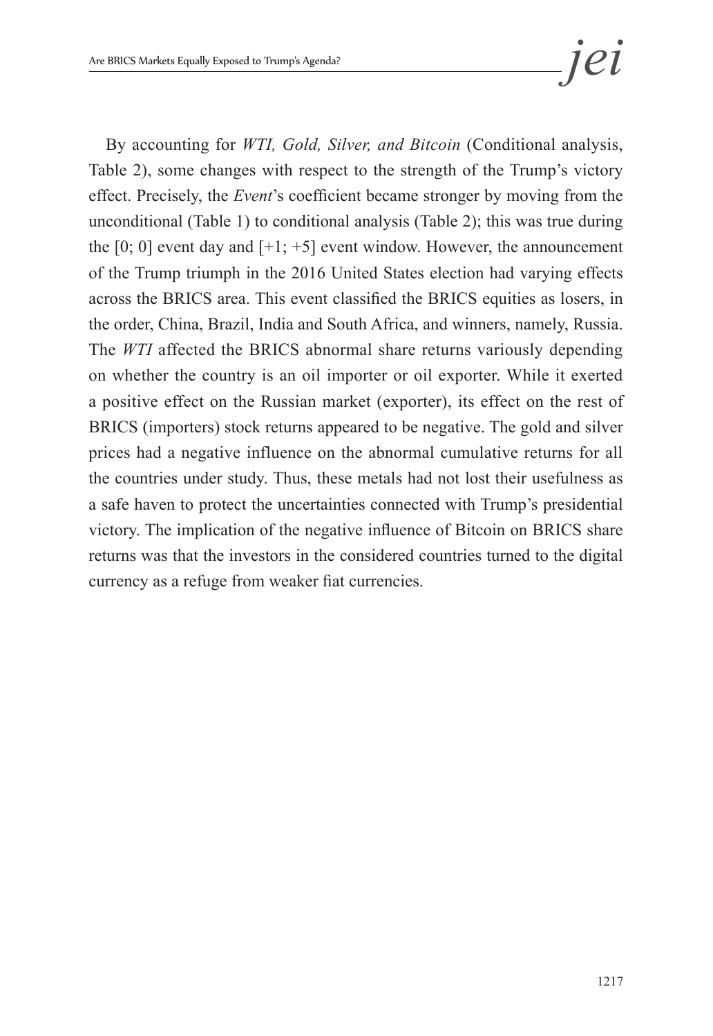By accounting for *WTI, Gold, Silver, and Bitcoin* (Conditional analysis, Table 2), some changes with respect to the strength of the Trump's victory effect. Precisely, the *Event*'s coefficient became stronger by moving from the unconditional (Table 1) to conditional analysis (Table 2); this was true during the [0; 0] event day and [+1; +5] event window. However, the announcement of the Trump triumph in the 2016 United States election had varying effects across the BRICS area. This event classified the BRICS equities as losers, in the order, China, Brazil, India and South Africa, and winners, namely, Russia. The *WTI* affected the BRICS abnormal share returns variously depending on whether the country is an oil importer or oil exporter. While it exerted a positive effect on the Russian market (exporter), its effect on the rest of BRICS (importers) stock returns appeared to be negative. The gold and silver prices had a negative influence on the abnormal cumulative returns for all the countries under study. Thus, these metals had not lost their usefulness as a safe haven to protect the uncertainties connected with Trump's presidential victory. The implication of the negative influence of Bitcoin on BRICS share returns was that the investors in the considered countries turned to the digital currency as a refuge from weaker fiat currencies.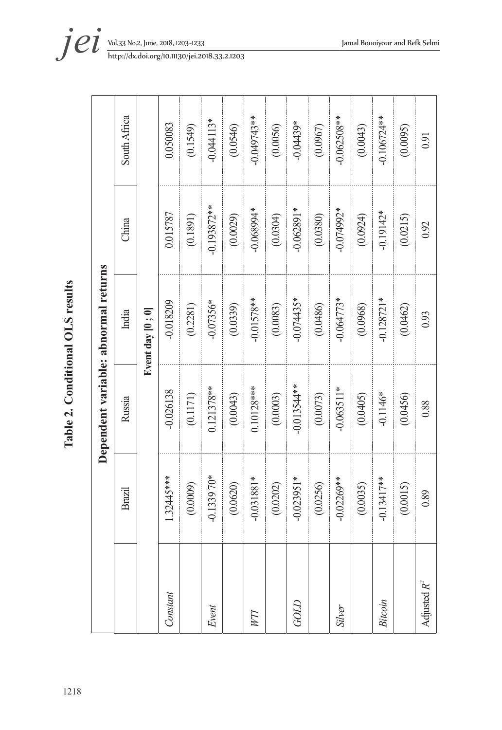**Table 2. Conditional OLS results**

| | Dependent variable: abnormal returns | | | | |
|---|---|---|---|---|---|
| | Brazil | Russia | India | China | South Africa |
| | Event day [0 ; 0] | | | | |
| *Constant* | 1.32445*** | -0.026138 | -0.018209 | 0.015787 | 0.050083 |
| | (0.0009) | (0.1171) | (0.2281) | (0.1891) | (0.1549) |
| *Event* | -0.133970* | 0.121378** | -0.07356* | -0.193872** | -0.044113* |
| | (0.0620) | (0.0043) | (0.0339) | (0.0029) | (0.0546) |
| *WTI* | -0.031881* | 0.10128*** | -0.01578** | -0.068994* | -0.049743** |
| | (0.0202) | (0.0003) | (0.0083) | (0.0304) | (0.0056) |
| *GOLD* | -0.023951* | -0.013544** | -0.074435* | -0.062891* | -0.04439* |
| | (0.0256) | (0.0073) | (0.0486) | (0.0380) | (0.0967) |
| *Silver* | -0.02269** | -0.063511* | -0.064773* | -0.074992* | -0.062508** |
| | (0.0035) | (0.0405) | (0.0968) | (0.0924) | (0.0043) |
| *Bitcoin* | -0.13417** | -0.1146* | -0.128721* | -0.19142* | -0.106724** |
| | (0.0015) | (0.0456) | (0.0462) | (0.0215) | (0.0095) |
| Adjusted $R^2$ | 0.89 | 0.88 | 0.93 | 0.92 | 0.91 |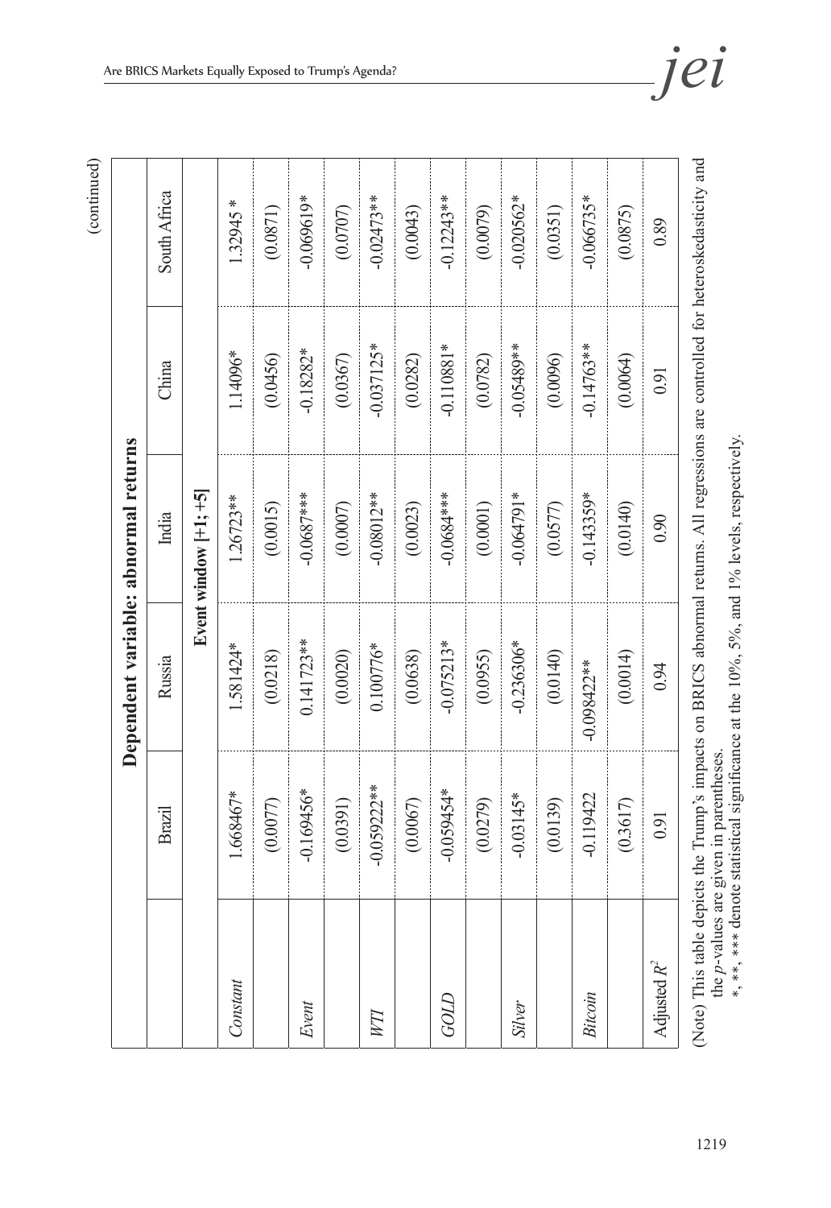(continued)

| | Dependent variable: abnormal returns | | | | |
|---|---|---|---|---|---|
| | Brazil | Russia | India | China | South Africa |
| | Event window [+1; +5] | | | | |
| *Constant* | 1.668467* | 1.581424* | 1.26723** | 1.14096* | 1.32945 * |
| | (0.0077) | (0.0218) | (0.0015) | (0.0456) | (0.0871) |
| *Event* | -0.169456* | 0.141723** | -0.0687*** | -0.18282* | -0.069619* |
| | (0.0391) | (0.0020) | (0.0007) | (0.0367) | (0.0707) |
| *WTI* | -0.059222** | 0.100776* | -0.08012** | -0.037125* | -0.02473** |
| | (0.0067) | (0.0638) | (0.0023) | (0.0282) | (0.0043) |
| *GOLD* | -0.059454* | -0.075213* | -0.0684*** | -0.110881* | -0.12243** |
| | (0.0279) | (0.0955) | (0.0001) | (0.0782) | (0.0079) |
| *Silver* | -0.03145* | -0.236306* | -0.064791* | -0.05489** | -0.020562* |
| | (0.0139) | (0.0140) | (0.0577) | (0.0096) | (0.0351) |
| *Bitcoin* | -0.119422 | -0.098422** | -0.143359* | -0.14763** | -0.066735* |
| | (0.3617) | (0.0014) | (0.0140) | (0.0064) | (0.0875) |
| Adjusted $R^2$ | 0.91 | 0.94 | 0.90 | 0.91 | 0.89 |

(Note) This table depicts the Trump's impacts on BRICS abnormal returns. All regressions are controlled for heteroskedasticity and the *p*-values are given in parentheses.
*, **, *** denote statistical significance at the 10%, 5%, and 1% levels, respectively.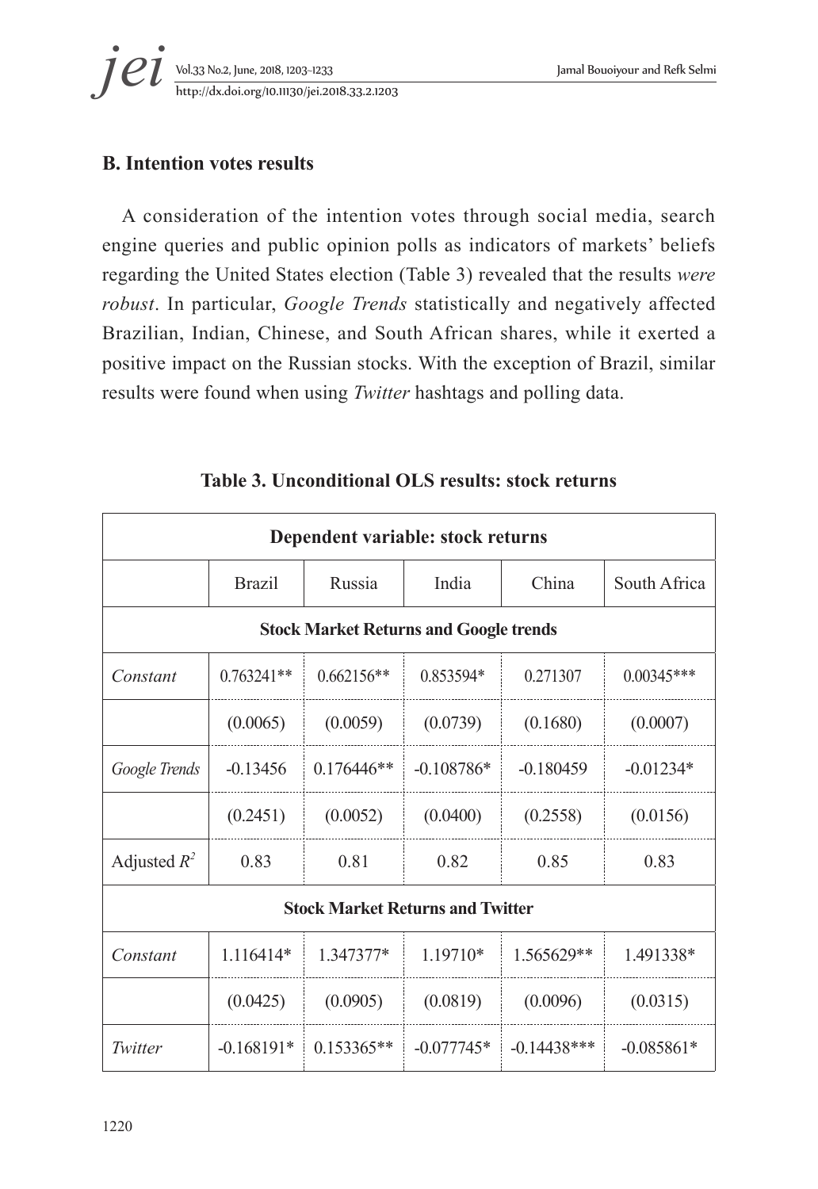## B. Intention votes results

A consideration of the intention votes through social media, search engine queries and public opinion polls as indicators of markets' beliefs regarding the United States election (Table 3) revealed that the results *were robust*. In particular, *Google Trends* statistically and negatively affected Brazilian, Indian, Chinese, and South African shares, while it exerted a positive impact on the Russian stocks. With the exception of Brazil, similar results were found when using *Twitter* hashtags and polling data.

**Table 3. Unconditional OLS results: stock returns**

| Dependent variable: stock returns | | | | | |
|---|---|---|---|---|---|
| | Brazil | Russia | India | China | South Africa |
| **Stock Market Returns and Google trends** | | | | | |
| *Constant* | 0.763241** | 0.662156** | 0.853594* | 0.271307 | 0.00345*** |
| | (0.0065) | (0.0059) | (0.0739) | (0.1680) | (0.0007) |
| *Google Trends* | -0.13456 | 0.176446** | -0.108786* | -0.180459 | -0.01234* |
| | (0.2451) | (0.0052) | (0.0400) | (0.2558) | (0.0156) |
| Adjusted $R^2$ | 0.83 | 0.81 | 0.82 | 0.85 | 0.83 |
| **Stock Market Returns and Twitter** | | | | | |
| *Constant* | 1.116414* | 1.347377* | 1.19710* | 1.565629** | 1.491338* |
| | (0.0425) | (0.0905) | (0.0819) | (0.0096) | (0.0315) |
| *Twitter* | -0.168191* | 0.153365** | -0.077745* | -0.14438*** | -0.085861* |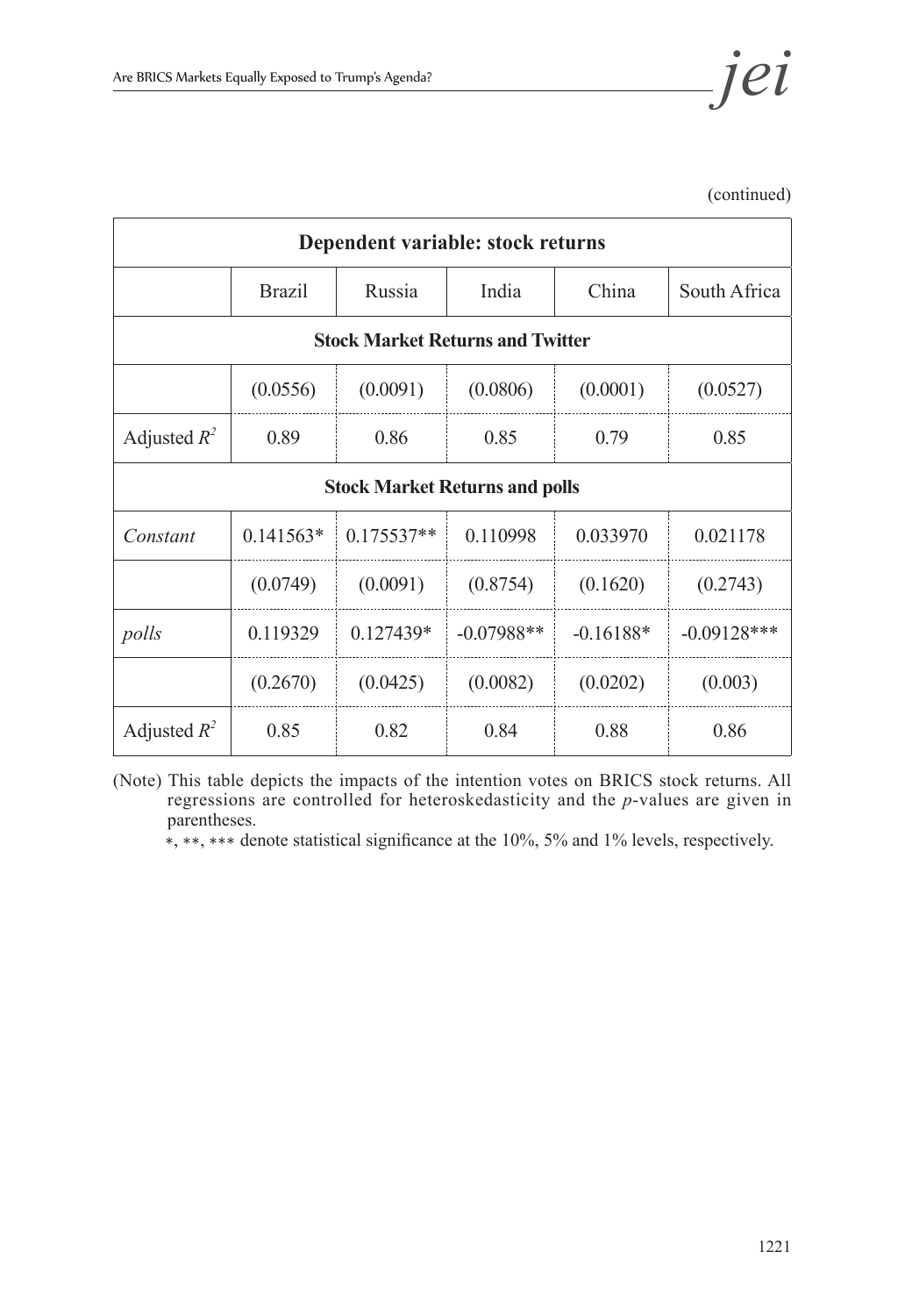(continued)

| Dependent variable: stock returns | | | | | |
|---|---|---|---|---|---|
| | Brazil | Russia | India | China | South Africa |
| **Stock Market Returns and Twitter** | | | | | |
| | (0.0556) | (0.0091) | (0.0806) | (0.0001) | (0.0527) |
| Adjusted $R^2$ | 0.89 | 0.86 | 0.85 | 0.79 | 0.85 |
| **Stock Market Returns and polls** | | | | | |
| *Constant* | 0.141563* | 0.175537** | 0.110998 | 0.033970 | 0.021178 |
| | (0.0749) | (0.0091) | (0.8754) | (0.1620) | (0.2743) |
| *polls* | 0.119329 | 0.127439* | -0.07988** | -0.16188* | -0.09128*** |
| | (0.2670) | (0.0425) | (0.0082) | (0.0202) | (0.003) |
| Adjusted $R^2$ | 0.85 | 0.82 | 0.84 | 0.88 | 0.86 |

(Note) This table depicts the impacts of the intention votes on BRICS stock returns. All regressions are controlled for heteroskedasticity and the *p*-values are given in parentheses.
*, **, *** denote statistical significance at the 10%, 5% and 1% levels, respectively.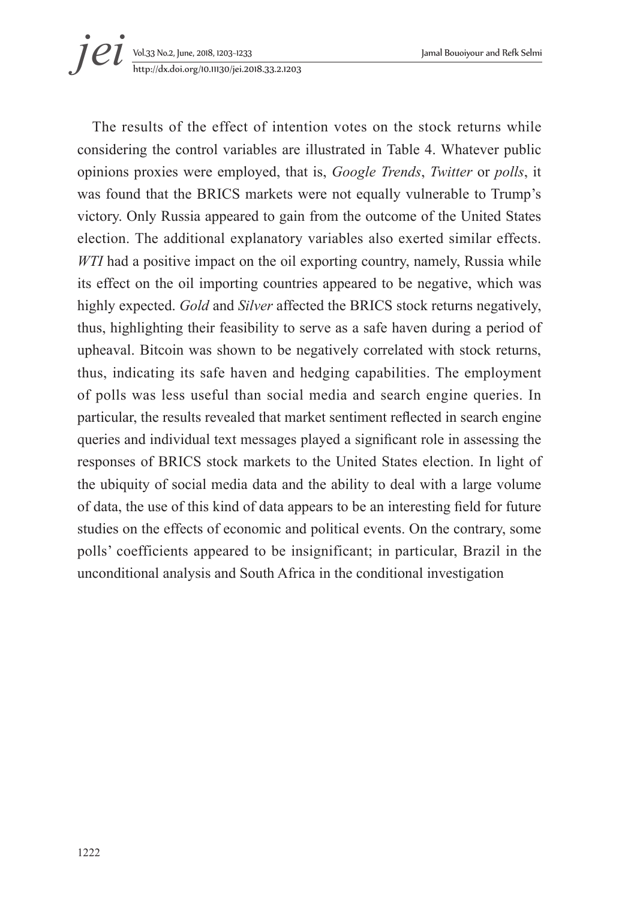The results of the effect of intention votes on the stock returns while considering the control variables are illustrated in Table 4. Whatever public opinions proxies were employed, that is, *Google Trends*, *Twitter* or *polls*, it was found that the BRICS markets were not equally vulnerable to Trump's victory. Only Russia appeared to gain from the outcome of the United States election. The additional explanatory variables also exerted similar effects. *WTI* had a positive impact on the oil exporting country, namely, Russia while its effect on the oil importing countries appeared to be negative, which was highly expected. *Gold* and *Silver* affected the BRICS stock returns negatively, thus, highlighting their feasibility to serve as a safe haven during a period of upheaval. Bitcoin was shown to be negatively correlated with stock returns, thus, indicating its safe haven and hedging capabilities. The employment of polls was less useful than social media and search engine queries. In particular, the results revealed that market sentiment reflected in search engine queries and individual text messages played a significant role in assessing the responses of BRICS stock markets to the United States election. In light of the ubiquity of social media data and the ability to deal with a large volume of data, the use of this kind of data appears to be an interesting field for future studies on the effects of economic and political events. On the contrary, some polls' coefficients appeared to be insignificant; in particular, Brazil in the unconditional analysis and South Africa in the conditional investigation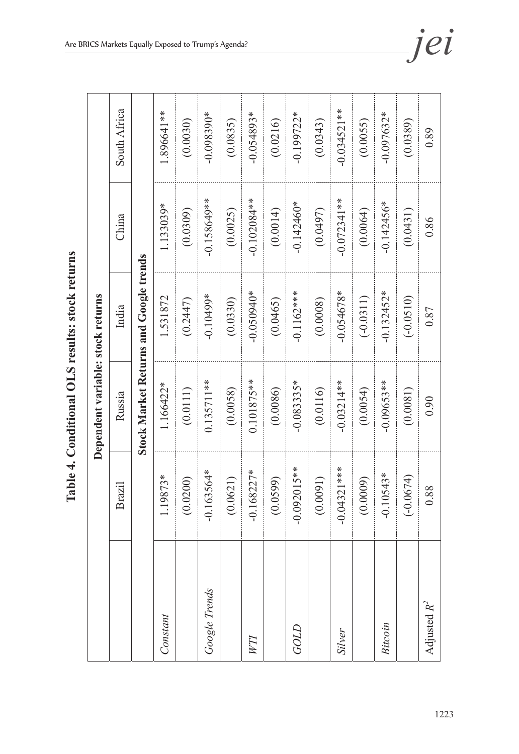**Table 4. Conditional OLS results: stock returns**

| | Dependent variable: stock returns | | | | |
|---|---|---|---|---|---|
| | Brazil | Russia | India | China | South Africa |
| | Stock Market Returns and Google trends | | | | |
| *Constant* | 1.19873* | 1.166422* | 1.531872 | 1.133039* | 1.896641** |
| | (0.0200) | (0.0111) | (0.2447) | (0.0309) | (0.0030) |
| *Google Trends* | -0.163564* | 0.135711** | -0.10499* | -0.158649** | -0.098390* |
| | (0.0621) | (0.0058) | (0.0330) | (0.0025) | (0.0835) |
| *WTI* | -0.168227* | 0.101875** | -0.050940* | -0.102084** | -0.054893* |
| | (0.0599) | (0.0086) | (0.0465) | (0.0014) | (0.0216) |
| *GOLD* | -0.092015** | -0.083335* | -0.1162*** | -0.142460* | -0.199722* |
| | (0.0091) | (0.0116) | (0.0008) | (0.0497) | (0.0343) |
| *Silver* | -0.04321*** | -0.03214** | -0.054678* | -0.072341** | -0.034521** |
| | (0.0009) | (0.0054) | (-0.0311) | (0.0064) | (0.0055) |
| *Bitcoin* | -0.10543* | -0.09653** | -0.132452* | -0.142456* | -0.097632* |
| | (-0.0674) | (0.0081) | (-0.0510) | (0.0431) | (0.0389) |
| Adjusted $R^2$ | 0.88 | 0.90 | 0.87 | 0.86 | 0.89 |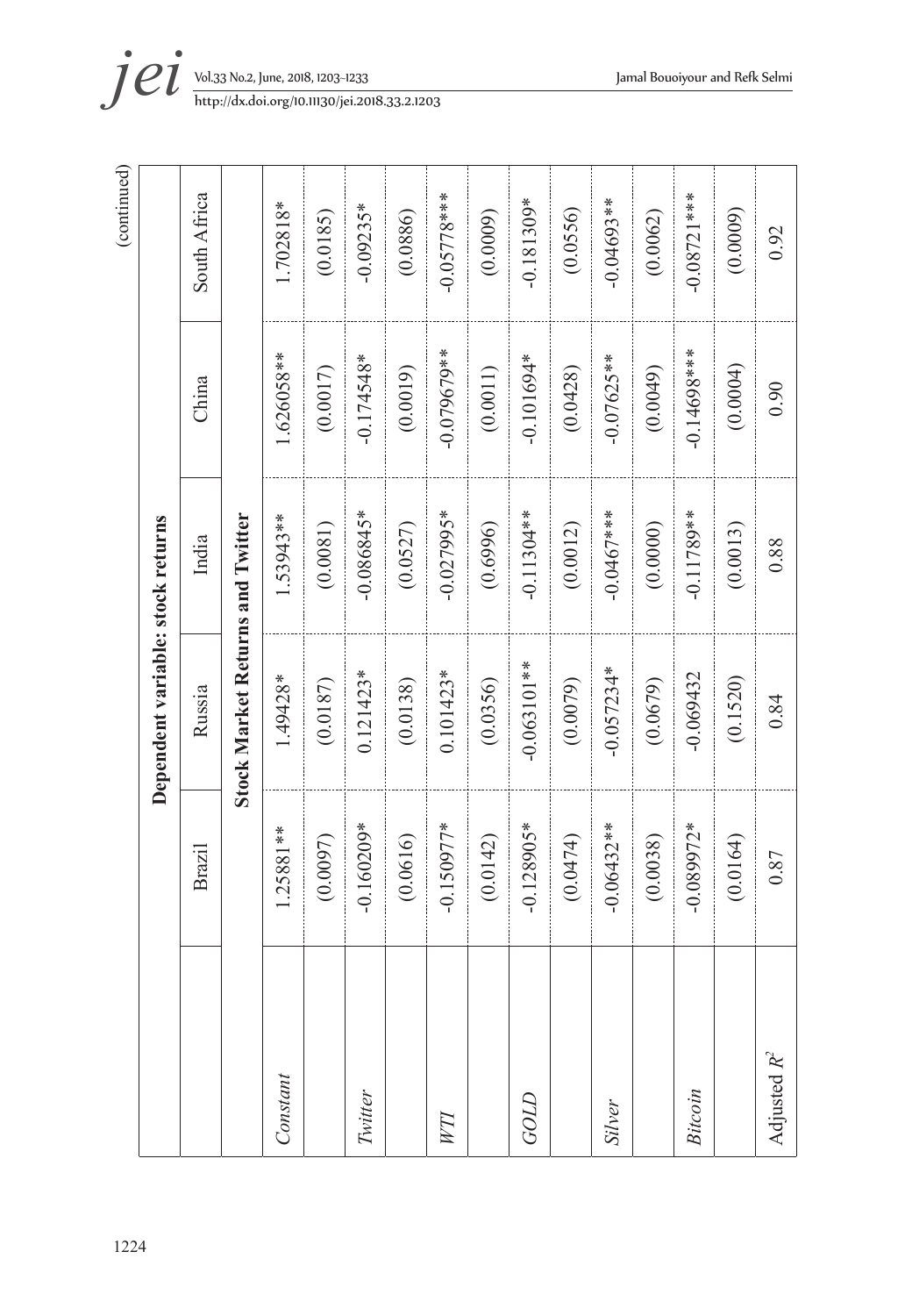| | Dependent variable: stock returns | | | | |
|---|---|---|---|---|---|
| | Brazil | Russia | India | China | South Africa |
| | **Stock Market Returns and Twitter** | | | | |
| *Constant* | 1.25881** | 1.49428* | 1.53943** | 1.626058** | 1.702818* |
| | (0.0097) | (0.0187) | (0.0081) | (0.0017) | (0.0185) |
| *Twitter* | -0.160209* | 0.121423* | -0.086845* | -0.174546* | -0.09235* |
| | (0.0616) | (0.0138) | (0.0527) | (0.0019) | (0.0886) |
| *WTI* | -0.150977* | 0.101423* | -0.027995* | -0.079679** | -0.05778*** |
| | (0.0142) | (0.0356) | (0.6996) | (0.0011) | (0.0009) |
| *GOLD* | -0.128905* | -0.063101** | -0.11304** | -0.101694* | -0.181309* |
| | (0.0474) | (0.0079) | (0.0012) | (0.0428) | (0.0556) |
| *Silver* | -0.06432** | -0.057234* | -0.0467*** | -0.07625** | -0.04693** |
| | (0.0038) | (0.0679) | (0.0000) | (0.0049) | (0.0062) |
| *Bitcoin* | -0.089972* | -0.069432 | -0.11789** | -0.14698*** | -0.08721*** |
| | (0.0164) | (0.1520) | (0.0013) | (0.0004) | (0.0009) |
| Adjusted $R^2$ | 0.87 | 0.84 | 0.88 | 0.90 | 0.92 |

(continued)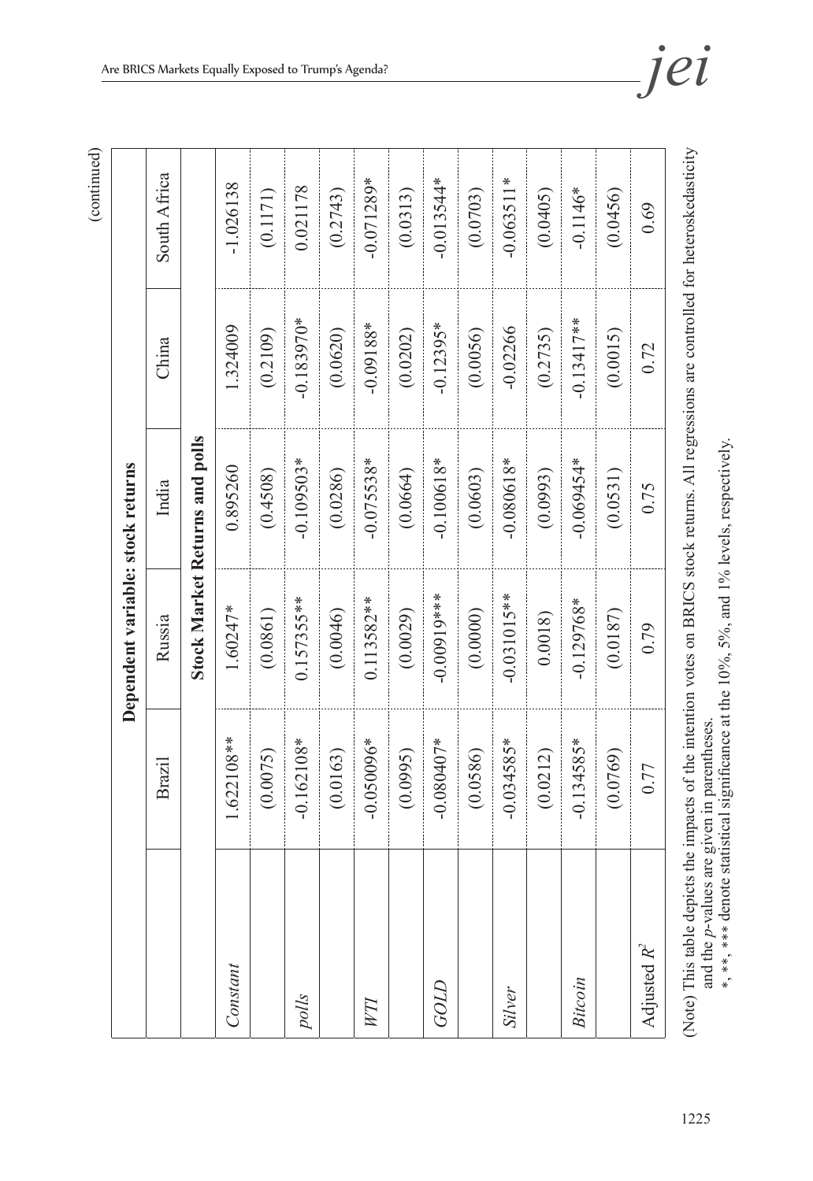(continued)

| | Dependent variable: stock returns | | | | |
|---|---|---|---|---|---|
| | Brazil | Russia | India | China | South Africa |
| | **Stock Market Returns and polls** | | | | |
| *Constant* | 1.622108** | 1.60247* | 0.895260 | 1.324009 | -1.026138 |
| | (0.0075) | (0.0861) | (0.4508) | (0.2109) | (0.1171) |
| *polls* | -0.162108* | 0.157355** | -0.109503* | -0.183970* | 0.021178 |
| | (0.0163) | (0.0046) | (0.0286) | (0.0620) | (0.2743) |
| *WTI* | -0.050096* | 0.113582** | -0.075538* | -0.09188* | -0.071289* |
| | (0.0995) | (0.0029) | (0.0664) | (0.0202) | (0.0313) |
| *GOLD* | -0.080407* | -0.00919*** | -0.100618* | -0.12395* | -0.013544* |
| | (0.0586) | (0.0000) | (0.0603) | (0.0056) | (0.0703) |
| *Silver* | -0.034585* | -0.031015** | -0.080618* | -0.02266 | -0.063511* |
| | (0.0212) | 0.0018) | (0.0993) | (0.2735) | (0.0405) |
| *Bitcoin* | -0.134585* | -0.129768* | -0.069454* | -0.13417** | -0.1146* |
| | (0.0769) | (0.0187) | (0.0531) | (0.0015) | (0.0456) |
| Adjusted $R^2$ | 0.77 | 0.79 | 0.75 | 0.72 | 0.69 |

(Note) This table depicts the impacts of the intention votes on BRICS stock returns. All regressions are controlled for heteroskedasticity and the *p*-values are given in parentheses.
*, **, *** denote statistical significance at the 10%, 5%, and 1% levels, respectively.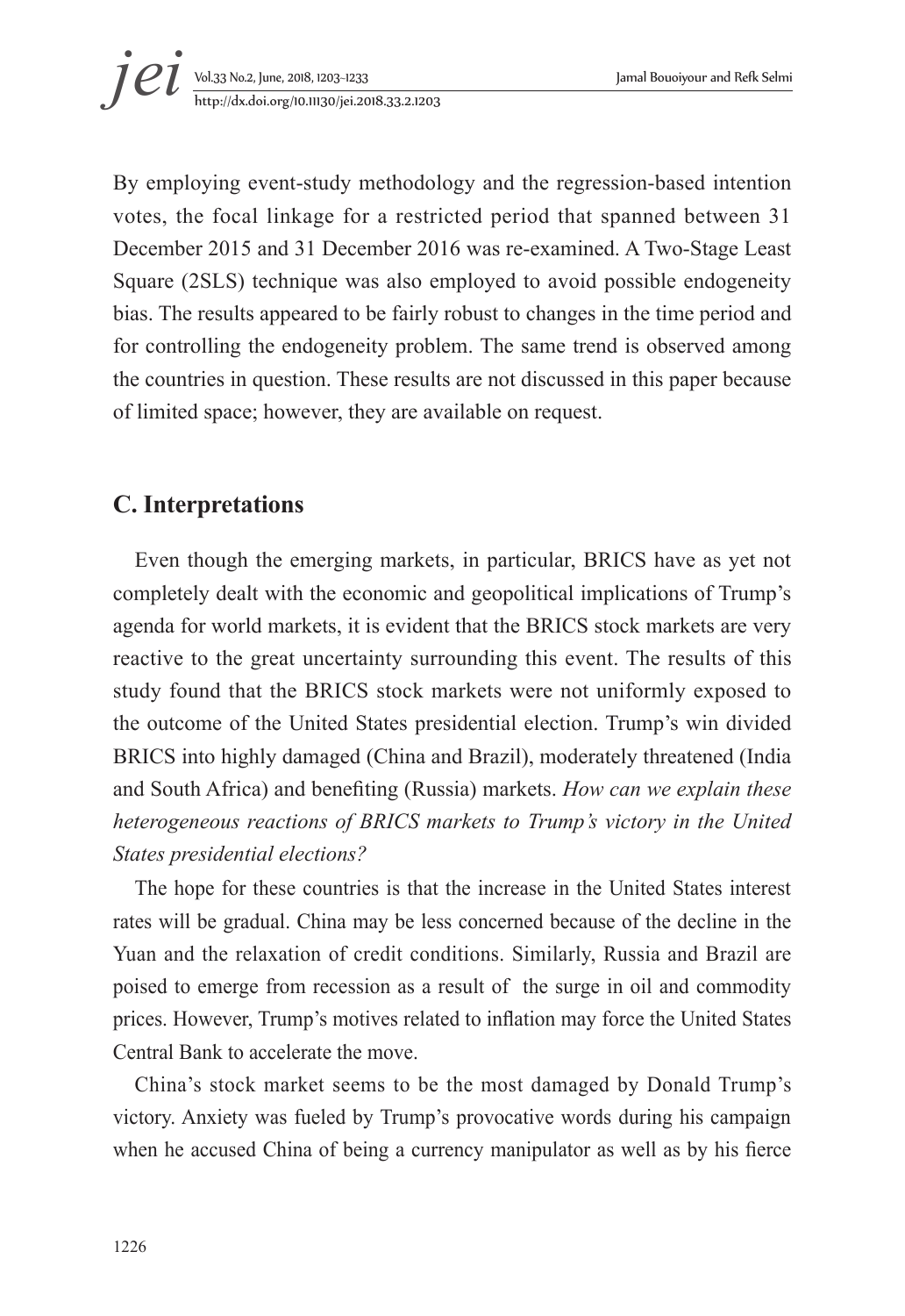By employing event-study methodology and the regression-based intention votes, the focal linkage for a restricted period that spanned between 31 December 2015 and 31 December 2016 was re-examined. A Two-Stage Least Square (2SLS) technique was also employed to avoid possible endogeneity bias. The results appeared to be fairly robust to changes in the time period and for controlling the endogeneity problem. The same trend is observed among the countries in question. These results are not discussed in this paper because of limited space; however, they are available on request.

## C. Interpretations

Even though the emerging markets, in particular, BRICS have as yet not completely dealt with the economic and geopolitical implications of Trump's agenda for world markets, it is evident that the BRICS stock markets are very reactive to the great uncertainty surrounding this event. The results of this study found that the BRICS stock markets were not uniformly exposed to the outcome of the United States presidential election. Trump's win divided BRICS into highly damaged (China and Brazil), moderately threatened (India and South Africa) and benefiting (Russia) markets. *How can we explain these heterogeneous reactions of BRICS markets to Trump's victory in the United States presidential elections?*

The hope for these countries is that the increase in the United States interest rates will be gradual. China may be less concerned because of the decline in the Yuan and the relaxation of credit conditions. Similarly, Russia and Brazil are poised to emerge from recession as a result of the surge in oil and commodity prices. However, Trump's motives related to inflation may force the United States Central Bank to accelerate the move.

China's stock market seems to be the most damaged by Donald Trump's victory. Anxiety was fueled by Trump's provocative words during his campaign when he accused China of being a currency manipulator as well as by his fierce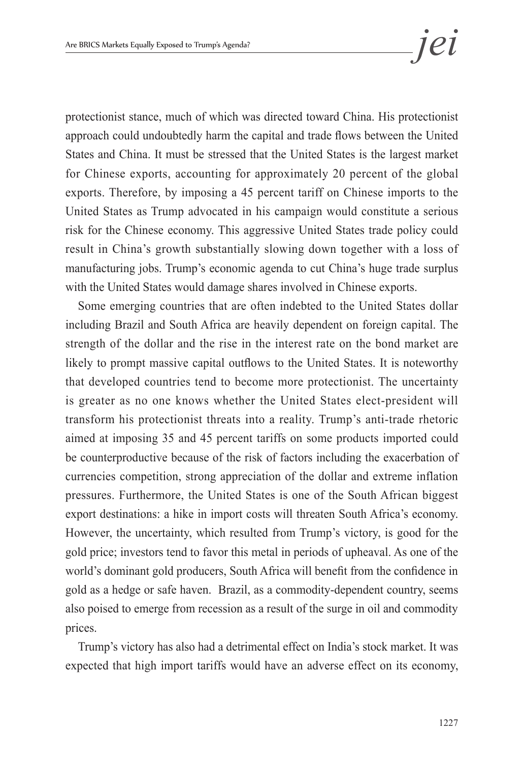protectionist stance, much of which was directed toward China. His protectionist approach could undoubtedly harm the capital and trade flows between the United States and China. It must be stressed that the United States is the largest market for Chinese exports, accounting for approximately 20 percent of the global exports. Therefore, by imposing a 45 percent tariff on Chinese imports to the United States as Trump advocated in his campaign would constitute a serious risk for the Chinese economy. This aggressive United States trade policy could result in China's growth substantially slowing down together with a loss of manufacturing jobs. Trump's economic agenda to cut China's huge trade surplus with the United States would damage shares involved in Chinese exports.

Some emerging countries that are often indebted to the United States dollar including Brazil and South Africa are heavily dependent on foreign capital. The strength of the dollar and the rise in the interest rate on the bond market are likely to prompt massive capital outflows to the United States. It is noteworthy that developed countries tend to become more protectionist. The uncertainty is greater as no one knows whether the United States elect-president will transform his protectionist threats into a reality. Trump's anti-trade rhetoric aimed at imposing 35 and 45 percent tariffs on some products imported could be counterproductive because of the risk of factors including the exacerbation of currencies competition, strong appreciation of the dollar and extreme inflation pressures. Furthermore, the United States is one of the South African biggest export destinations: a hike in import costs will threaten South Africa's economy. However, the uncertainty, which resulted from Trump's victory, is good for the gold price; investors tend to favor this metal in periods of upheaval. As one of the world's dominant gold producers, South Africa will benefit from the confidence in gold as a hedge or safe haven. Brazil, as a commodity-dependent country, seems also poised to emerge from recession as a result of the surge in oil and commodity prices.

Trump's victory has also had a detrimental effect on India's stock market. It was expected that high import tariffs would have an adverse effect on its economy,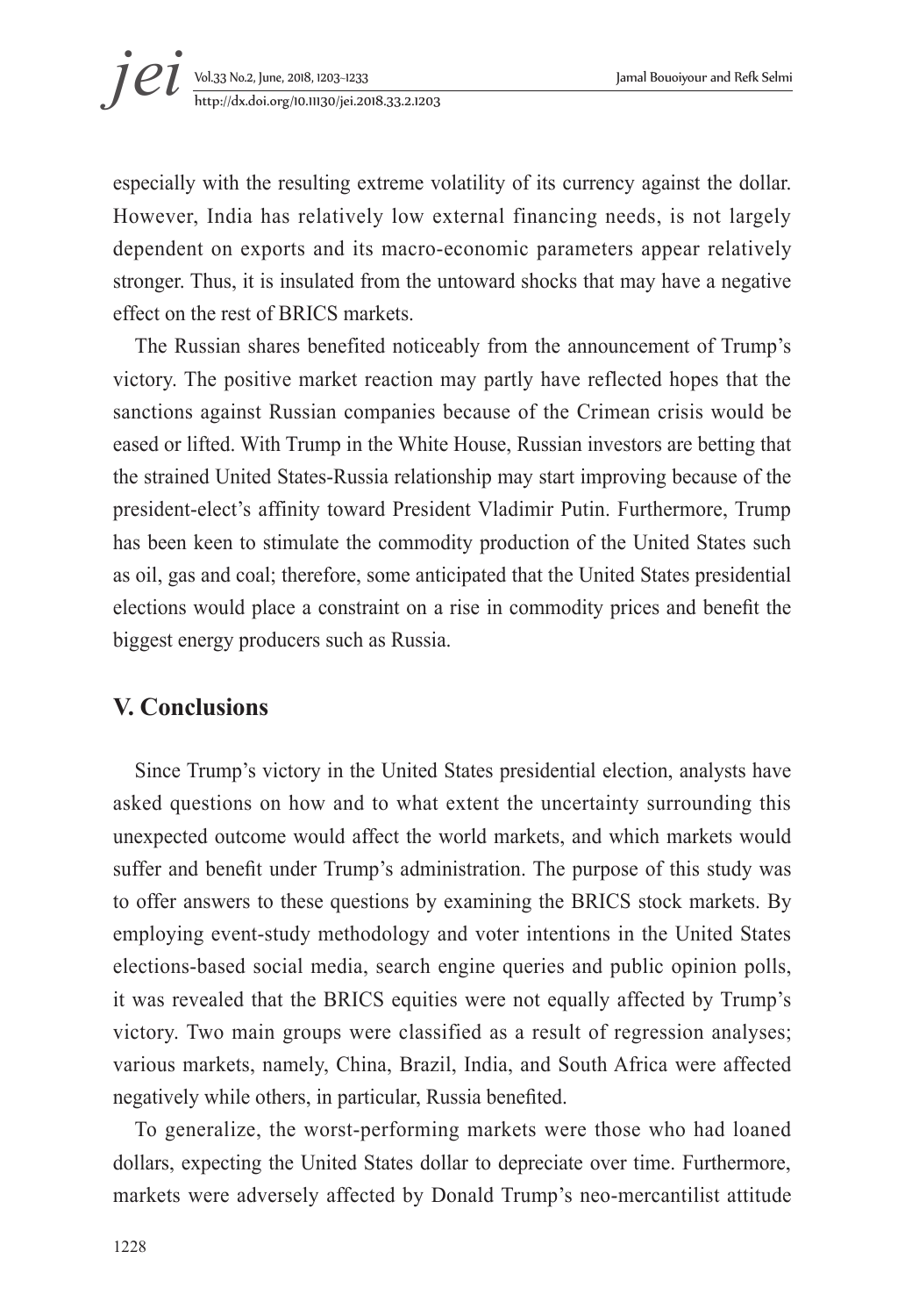especially with the resulting extreme volatility of its currency against the dollar. However, India has relatively low external financing needs, is not largely dependent on exports and its macro-economic parameters appear relatively stronger. Thus, it is insulated from the untoward shocks that may have a negative effect on the rest of BRICS markets.

The Russian shares benefited noticeably from the announcement of Trump's victory. The positive market reaction may partly have reflected hopes that the sanctions against Russian companies because of the Crimean crisis would be eased or lifted. With Trump in the White House, Russian investors are betting that the strained United States-Russia relationship may start improving because of the president-elect's affinity toward President Vladimir Putin. Furthermore, Trump has been keen to stimulate the commodity production of the United States such as oil, gas and coal; therefore, some anticipated that the United States presidential elections would place a constraint on a rise in commodity prices and benefit the biggest energy producers such as Russia.

## V. Conclusions

Since Trump's victory in the United States presidential election, analysts have asked questions on how and to what extent the uncertainty surrounding this unexpected outcome would affect the world markets, and which markets would suffer and benefit under Trump's administration. The purpose of this study was to offer answers to these questions by examining the BRICS stock markets. By employing event-study methodology and voter intentions in the United States elections-based social media, search engine queries and public opinion polls, it was revealed that the BRICS equities were not equally affected by Trump's victory. Two main groups were classified as a result of regression analyses; various markets, namely, China, Brazil, India, and South Africa were affected negatively while others, in particular, Russia benefited.

To generalize, the worst-performing markets were those who had loaned dollars, expecting the United States dollar to depreciate over time. Furthermore, markets were adversely affected by Donald Trump's neo-mercantilist attitude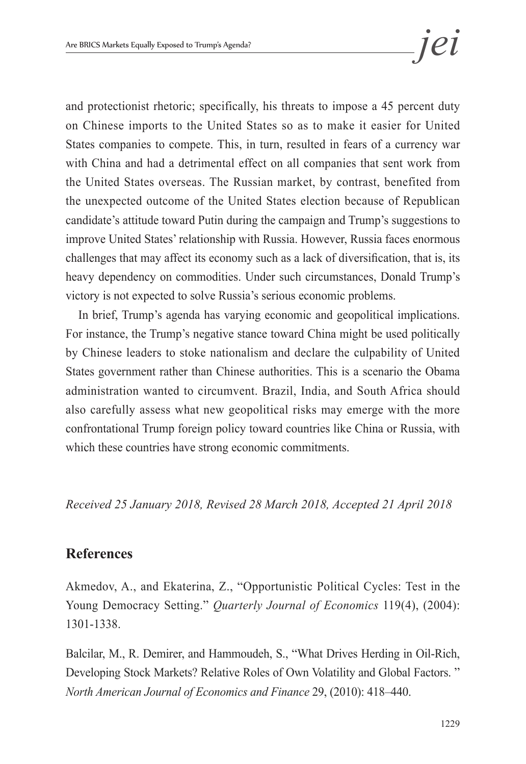and protectionist rhetoric; specifically, his threats to impose a 45 percent duty on Chinese imports to the United States so as to make it easier for United States companies to compete. This, in turn, resulted in fears of a currency war with China and had a detrimental effect on all companies that sent work from the United States overseas. The Russian market, by contrast, benefited from the unexpected outcome of the United States election because of Republican candidate's attitude toward Putin during the campaign and Trump's suggestions to improve United States' relationship with Russia. However, Russia faces enormous challenges that may affect its economy such as a lack of diversification, that is, its heavy dependency on commodities. Under such circumstances, Donald Trump's victory is not expected to solve Russia's serious economic problems.

In brief, Trump's agenda has varying economic and geopolitical implications. For instance, the Trump's negative stance toward China might be used politically by Chinese leaders to stoke nationalism and declare the culpability of United States government rather than Chinese authorities. This is a scenario the Obama administration wanted to circumvent. Brazil, India, and South Africa should also carefully assess what new geopolitical risks may emerge with the more confrontational Trump foreign policy toward countries like China or Russia, with which these countries have strong economic commitments.

*Received 25 January 2018, Revised 28 March 2018, Accepted 21 April 2018*

## References

Akmedov, A., and Ekaterina, Z., "Opportunistic Political Cycles: Test in the Young Democracy Setting." *Quarterly Journal of Economics* 119(4), (2004): 1301-1338.

Balcilar, M., R. Demirer, and Hammoudeh, S., "What Drives Herding in Oil-Rich, Developing Stock Markets? Relative Roles of Own Volatility and Global Factors. " *North American Journal of Economics and Finance* 29, (2010): 418–440.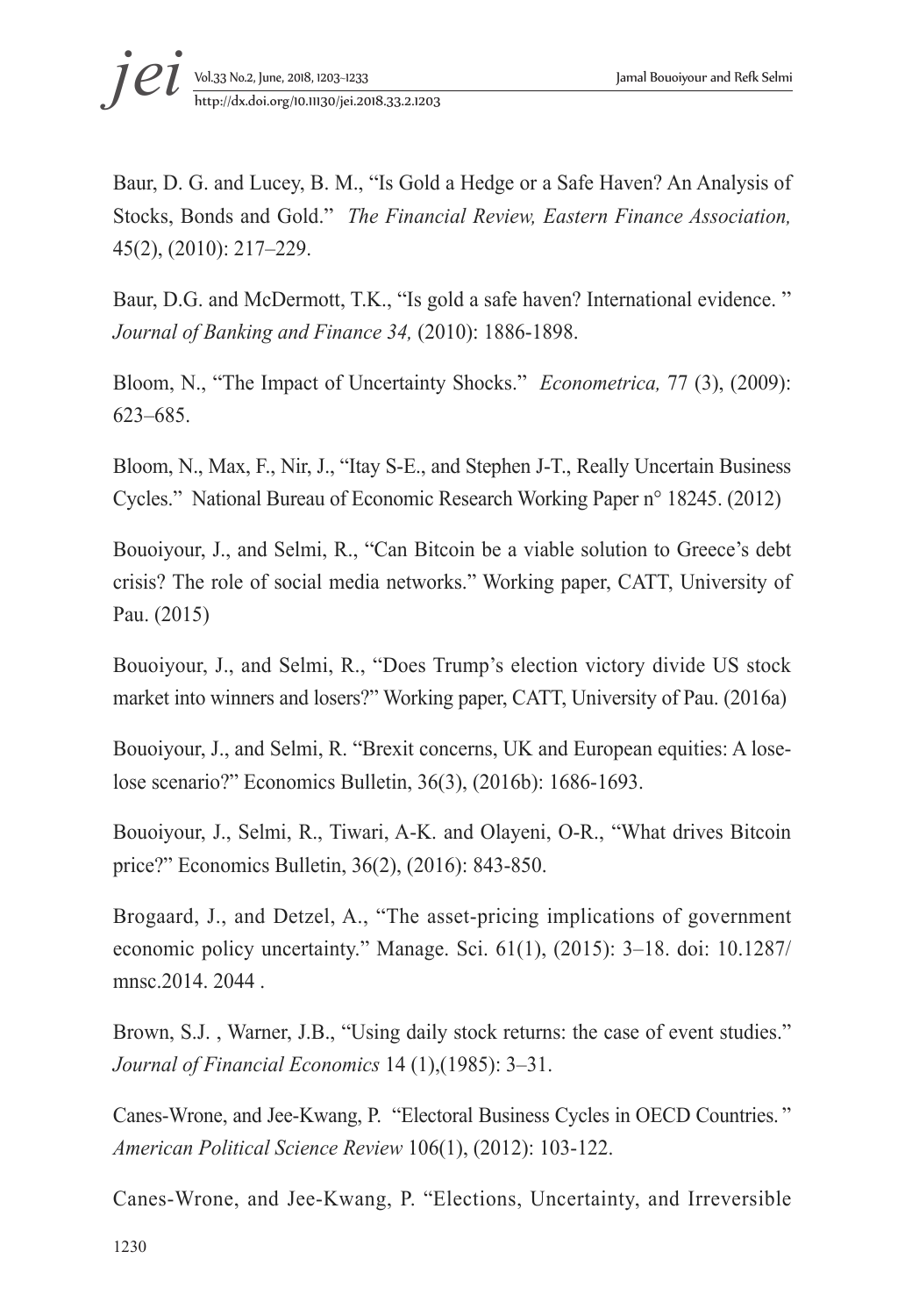Baur, D. G. and Lucey, B. M., “Is Gold a Hedge or a Safe Haven? An Analysis of Stocks, Bonds and Gold.” *The Financial Review, Eastern Finance Association,* 45(2), (2010): 217–229.

Baur, D.G. and McDermott, T.K., “Is gold a safe haven? International evidence. ” *Journal of Banking and Finance 34,* (2010): 1886-1898.

Bloom, N., “The Impact of Uncertainty Shocks.” *Econometrica,* 77 (3), (2009): 623–685.

Bloom, N., Max, F., Nir, J., “Itay S-E., and Stephen J-T., Really Uncertain Business Cycles.” National Bureau of Economic Research Working Paper n° 18245. (2012)

Bouoiyour, J., and Selmi, R., “Can Bitcoin be a viable solution to Greece’s debt crisis? The role of social media networks.” Working paper, CATT, University of Pau. (2015)

Bouoiyour, J., and Selmi, R., “Does Trump’s election victory divide US stock market into winners and losers?” Working paper, CATT, University of Pau. (2016a)

Bouoiyour, J., and Selmi, R. “Brexit concerns, UK and European equities: A lose-lose scenario?” Economics Bulletin, 36(3), (2016b): 1686-1693.

Bouoiyour, J., Selmi, R., Tiwari, A-K. and Olayeni, O-R., “What drives Bitcoin price?” Economics Bulletin, 36(2), (2016): 843-850.

Brogaard, J., and Detzel, A., “The asset-pricing implications of government economic policy uncertainty.” Manage. Sci. 61(1), (2015): 3–18. doi: 10.1287/ mnsc.2014. 2044 .

Brown, S.J. , Warner, J.B., “Using daily stock returns: the case of event studies.” *Journal of Financial Economics* 14 (1),(1985): 3–31.

Canes-Wrone, and Jee-Kwang, P. “Electoral Business Cycles in OECD Countries. ” *American Political Science Review* 106(1), (2012): 103-122.

Canes-Wrone, and Jee-Kwang, P. “Elections, Uncertainty, and Irreversible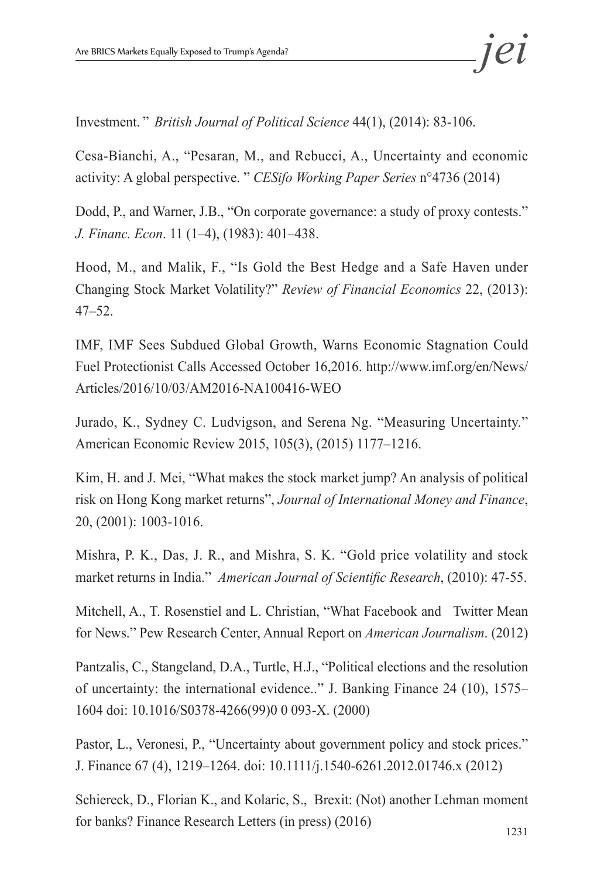Investment. " *British Journal of Political Science* 44(1), (2014): 83-106.

Cesa-Bianchi, A., "Pesaran, M., and Rebucci, A., Uncertainty and economic activity: A global perspective. " *CESifo Working Paper Series* n°4736 (2014)

Dodd, P., and Warner, J.B., "On corporate governance: a study of proxy contests." *J. Financ. Econ*. 11 (1–4), (1983): 401–438.

Hood, M., and Malik, F., "Is Gold the Best Hedge and a Safe Haven under Changing Stock Market Volatility?" *Review of Financial Economics* 22, (2013): 47–52.

IMF, IMF Sees Subdued Global Growth, Warns Economic Stagnation Could Fuel Protectionist Calls Accessed October 16,2016. http://www.imf.org/en/News/Articles/2016/10/03/AM2016-NA100416-WEO

Jurado, K., Sydney C. Ludvigson, and Serena Ng. "Measuring Uncertainty." American Economic Review 2015, 105(3), (2015) 1177–1216.

Kim, H. and J. Mei, "What makes the stock market jump? An analysis of political risk on Hong Kong market returns", *Journal of International Money and Finance*, 20, (2001): 1003-1016.

Mishra, P. K., Das, J. R., and Mishra, S. K. "Gold price volatility and stock market returns in India." *American Journal of Scientific Research*, (2010): 47-55.

Mitchell, A., T. Rosenstiel and L. Christian, "What Facebook and Twitter Mean for News." Pew Research Center, Annual Report on *American Journalism*. (2012)

Pantzalis, C., Stangeland, D.A., Turtle, H.J., "Political elections and the resolution of uncertainty: the international evidence.." J. Banking Finance 24 (10), 1575–1604 doi: 10.1016/S0378-4266(99)0 0 093-X. (2000)

Pastor, L., Veronesi, P., "Uncertainty about government policy and stock prices." J. Finance 67 (4), 1219–1264. doi: 10.1111/j.1540-6261.2012.01746.x (2012)

Schiereck, D., Florian K., and Kolaric, S., Brexit: (Not) another Lehman moment for banks? Finance Research Letters (in press) (2016)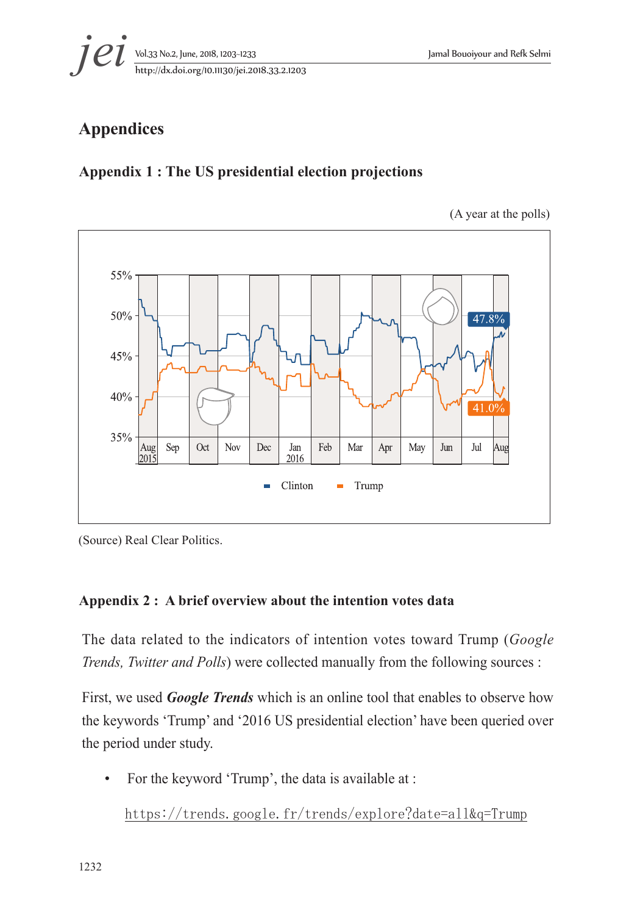# Appendices

## Appendix 1 : The US presidential election projections

(A year at the polls)

(Source) Real Clear Politics.

## Appendix 2 : A brief overview about the intention votes data

The data related to the indicators of intention votes toward Trump (*Google Trends, Twitter and Polls*) were collected manually from the following sources :

First, we used ***Google Trends*** which is an online tool that enables to observe how the keywords 'Trump' and '2016 US presidential election' have been queried over the period under study.

- For the keyword 'Trump', the data is available at :

  https://trends.google.fr/trends/explore?date=all&q=Trump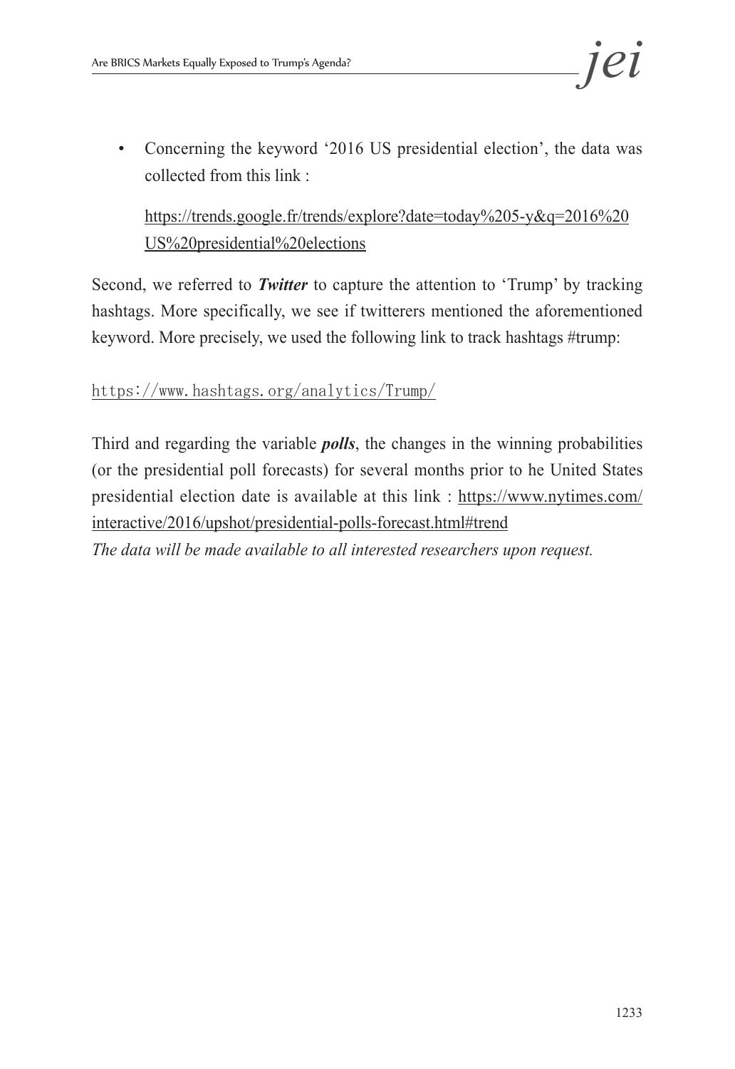- Concerning the keyword '2016 US presidential election', the data was collected from this link :

  https://trends.google.fr/trends/explore?date=today%205-y&q=2016%20US%20presidential%20elections

Second, we referred to ***Twitter*** to capture the attention to 'Trump' by tracking hashtags. More specifically, we see if twitterers mentioned the aforementioned keyword. More precisely, we used the following link to track hashtags #trump:

https://www.hashtags.org/analytics/Trump/

Third and regarding the variable ***polls***, the changes in the winning probabilities (or the presidential poll forecasts) for several months prior to he United States presidential election date is available at this link : https://www.nytimes.com/interactive/2016/upshot/presidential-polls-forecast.html#trend

*The data will be made available to all interested researchers upon request.*